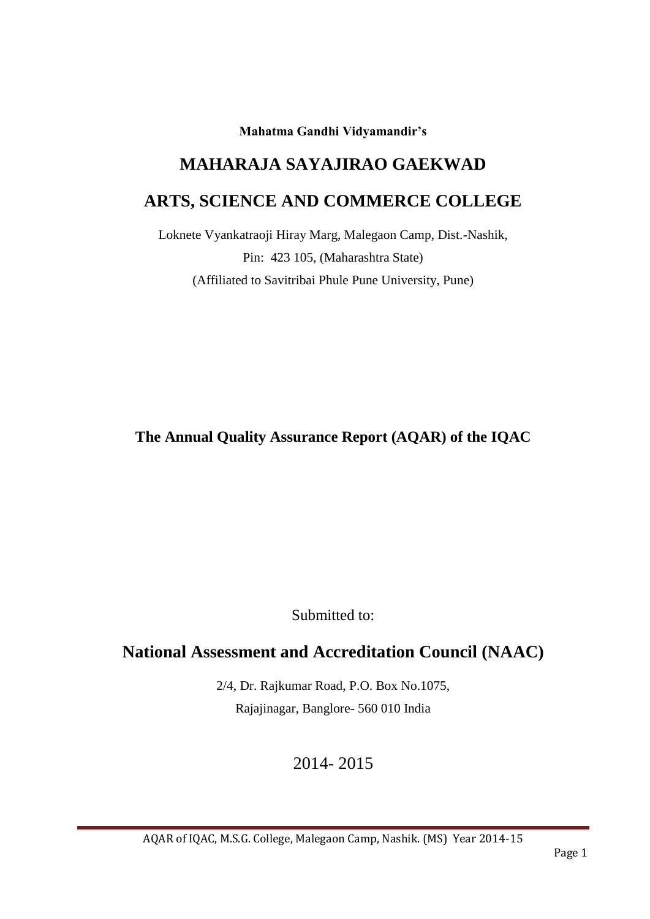**Mahatma Gandhi Vidyamandir's**

# MAHARAJA SAYAJIRAO GAEKWAD

# ARTS, SCIENCE AND COMMERCE COLLEGE

Loknete Vyankatraoji Hiray Marg, Malegaon Camp, Dist.-Nashik,

Pin: 423 105, (Maharashtra State)

(Affiliated to Savitribai Phule Pune University, Pune)

## The Annual Quality Assurance Report (AQAR) of the IQAC

Submitted to:

## National Assessment and Accreditation Council (NAAC)

2/4, Dr. Rajkumar Road, P.O. Box No.1075,

Rajajinagar, Banglore- 560 010 India

2014- 2015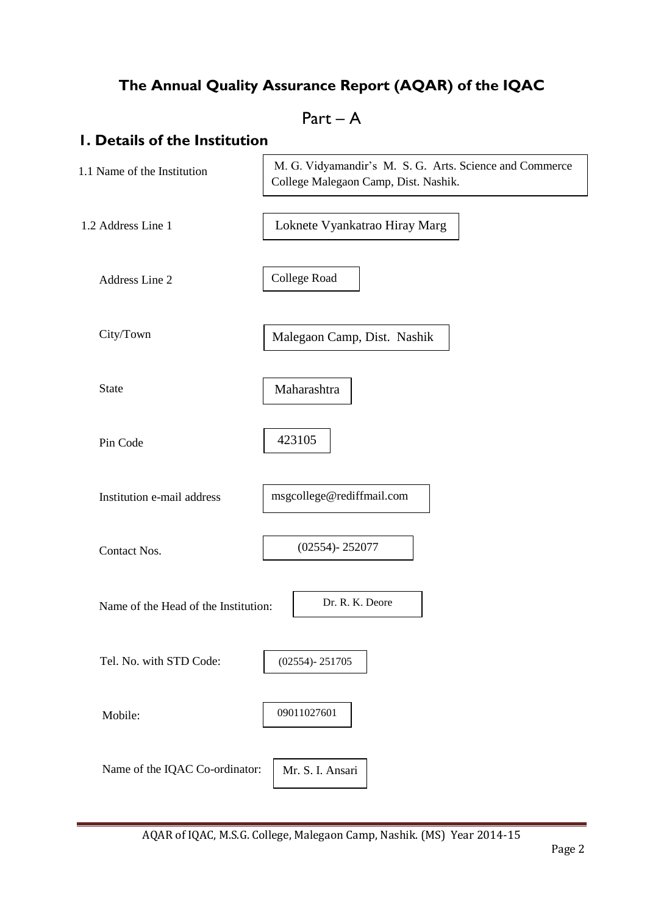# The Annual Quality Assurance Report (AQAR) of the IQAC

## Part – A

## 1. Details of the Institution

| | |
|---|---|
| 1.1 Name of the Institution | M. G. Vidyamandir's M. S. G. Arts. Science and Commerce College Malegaon Camp, Dist. Nashik. |
| 1.2 Address Line 1 | Loknete Vyankatrao Hiray Marg |
| Address Line 2 | College Road |
| City/Town | Malegaon Camp, Dist. Nashik |
| State | Maharashtra |
| Pin Code | 423105 |
| Institution e-mail address | msgcollege@rediffmail.com |
| Contact Nos. | (02554)- 252077 |
| Name of the Head of the Institution: | Dr. R. K. Deore |
| Tel. No. with STD Code: | (02554)- 251705 |
| Mobile: | 09011027601 |
| Name of the IQAC Co-ordinator: | Mr. S. I. Ansari |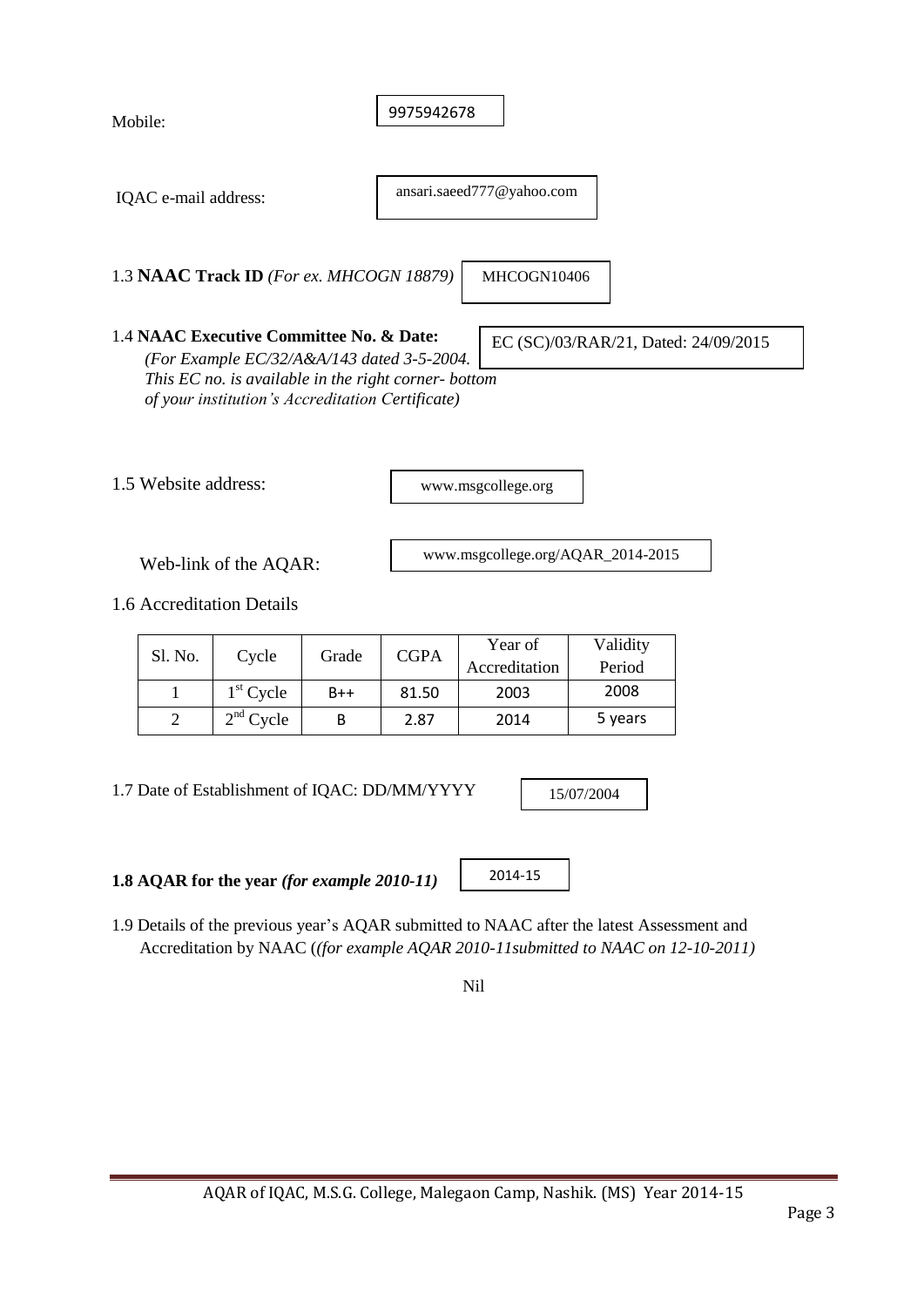Mobile: 9975942678

IQAC e-mail address: ansari.saeed777@yahoo.com

1.3 **NAAC Track ID** *(For ex. MHCOGN 18879)* MHCOGN10406

1.4 **NAAC Executive Committee No. & Date:** EC (SC)/03/RAR/21, Dated: 24/09/2015
*(For Example EC/32/A&A/143 dated 3-5-2004. This EC no. is available in the right corner- bottom of your institution's Accreditation Certificate)*

1.5 Website address: www.msgcollege.org

Web-link of the AQAR: www.msgcollege.org/AQAR_2014-2015

1.6 Accreditation Details

| Sl. No. | Cycle | Grade | CGPA | Year of Accreditation | Validity Period |
|---|---|---|---|---|---|
| 1 | 1st Cycle | B++ | 81.50 | 2003 | 2008 |
| 2 | 2nd Cycle | B | 2.87 | 2014 | 5 years |

1.7 Date of Establishment of IQAC: DD/MM/YYYY 15/07/2004

**1.8 AQAR for the year** ***(for example 2010-11)*** 2014-15

1.9 Details of the previous year's AQAR submitted to NAAC after the latest Assessment and Accreditation by NAAC (*(for example AQAR 2010-11submitted to NAAC on 12-10-2011)*

Nil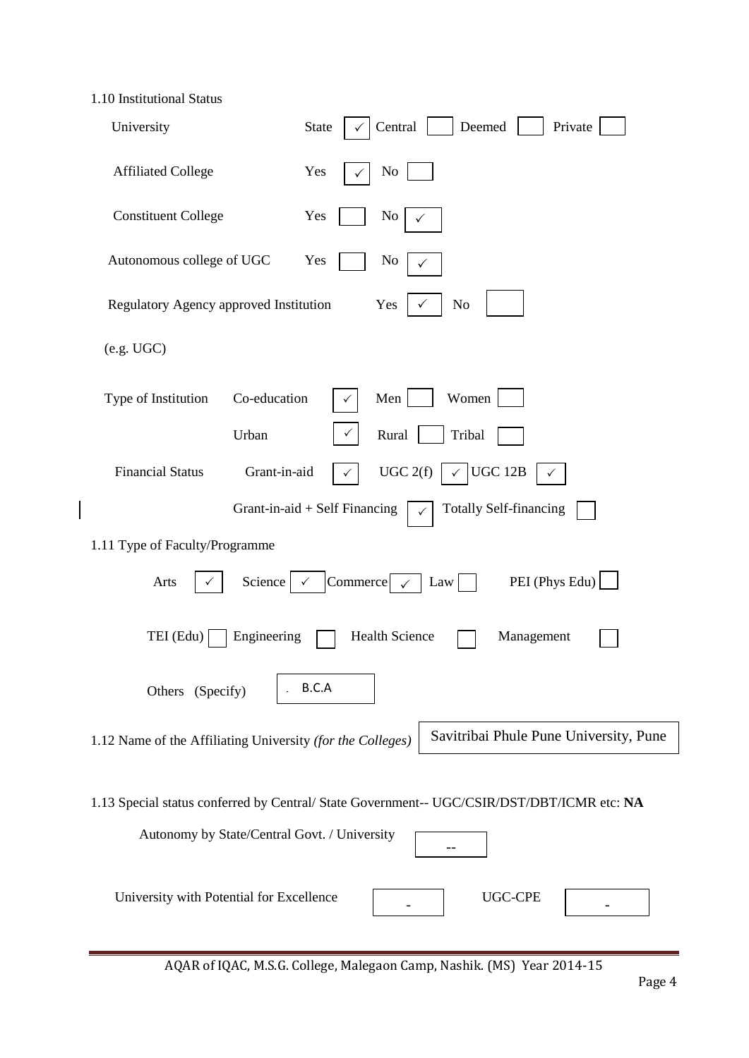1.10 Institutional Status

| | | | | |
|---|---|---|---|---|
| University | State ✓ | Central | Deemed | Private |
| Affiliated College | Yes ✓ | No | | |
| Constituent College | Yes | No ✓ | | |
| Autonomous college of UGC | Yes | No ✓ | | |
| Regulatory Agency approved Institution (e.g. UGC) | Yes ✓ | No | | |

| | | | |
|---|---|---|---|
| Type of Institution | Co-education ✓ | Men | Women |
| | Urban ✓ | Rural | Tribal |
| Financial Status | Grant-in-aid ✓ | UGC 2(f) ✓ | UGC 12B ✓ |
| | Grant-in-aid + Self Financing ✓ | Totally Self-financing | |

1.11 Type of Faculty/Programme

| | | | | |
|---|---|---|---|---|
| Arts ✓ | Science ✓ | Commerce ✓ | Law | PEI (Phys Edu) |
| TEI (Edu) | Engineering | Health Science | Management | |

Others (Specify) B.C.A

1.12 Name of the Affiliating University *(for the Colleges)*: Savitribai Phule Pune University, Pune

1.13 Special status conferred by Central/ State Government-- UGC/CSIR/DST/DBT/ICMR etc: **NA**

Autonomy by State/Central Govt. / University: --

University with Potential for Excellence: -

UGC-CPE: -

AQAR of IQAC, M.S.G. College, Malegaon Camp, Nashik. (MS) Year 2014-15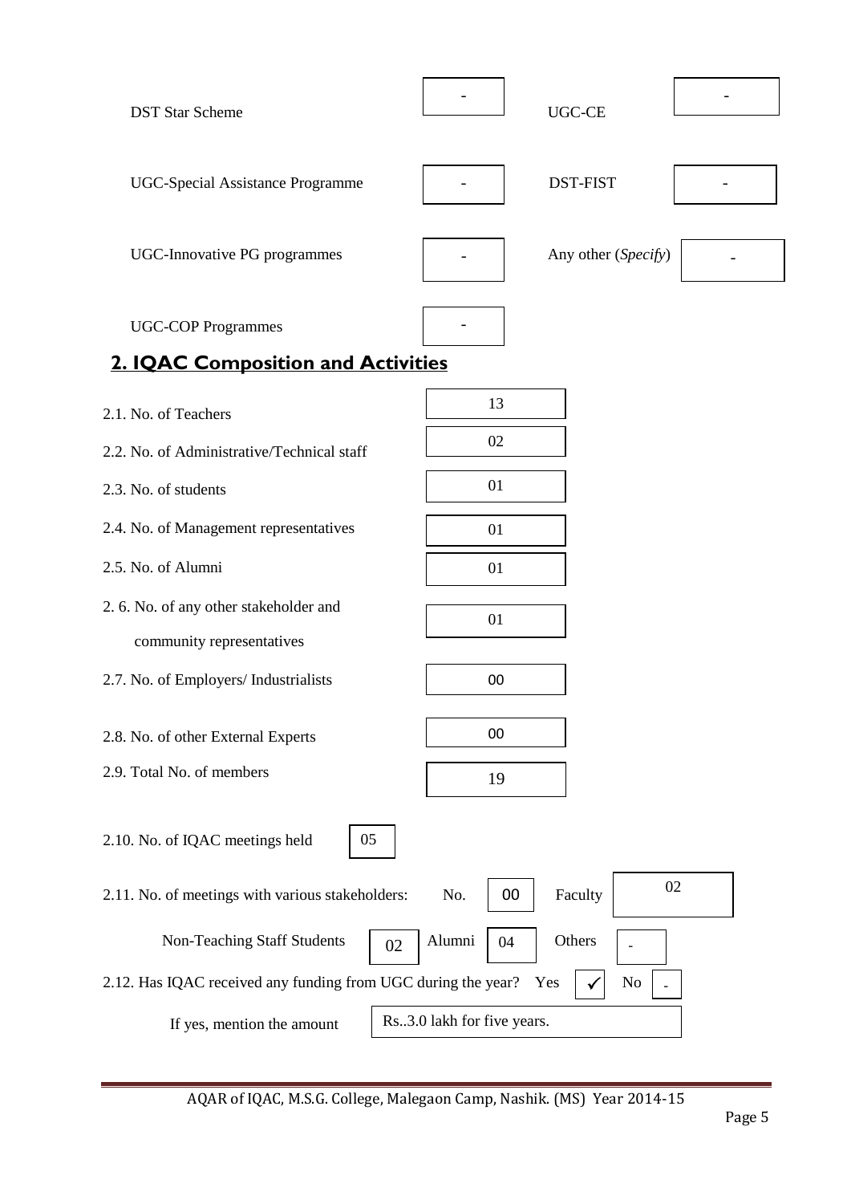| | | | |
|---|---|---|---|
| DST Star Scheme | - | UGC-CE | - |
| UGC-Special Assistance Programme | - | DST-FIST | - |
| UGC-Innovative PG programmes | - | Any other (*Specify*) | - |
| UGC-COP Programmes | - | | |

## 2. IQAC Composition and Activities

| | |
|---|---|
| 2.1. No. of Teachers | 13 |
| 2.2. No. of Administrative/Technical staff | 02 |
| 2.3. No. of students | 01 |
| 2.4. No. of Management representatives | 01 |
| 2.5. No. of Alumni | 01 |
| 2. 6. No. of any other stakeholder and community representatives | 01 |
| 2.7. No. of Employers/ Industrialists | 00 |
| 2.8. No. of other External Experts | 00 |
| 2.9. Total No. of members | 19 |

2.10. No. of IQAC meetings held: 05

2.11. No. of meetings with various stakeholders: No. 00 Faculty 02

Non-Teaching Staff Students 02 Alumni 04 Others -

2.12. Has IQAC received any funding from UGC during the year? Yes ✓ No -

If yes, mention the amount: Rs..3.0 lakh for five years.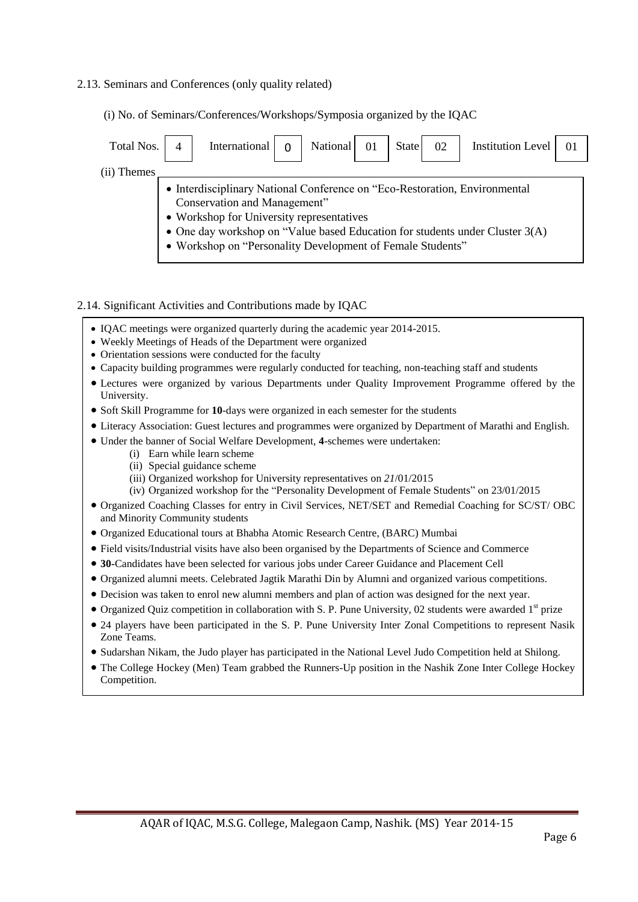2.13. Seminars and Conferences (only quality related)

(i) No. of Seminars/Conferences/Workshops/Symposia organized by the IQAC

| Total Nos. | 4 | International | 0 | National | 01 | State | 02 | Institution Level | 01 |
|---|---|---|---|---|---|---|---|---|---|

(ii) Themes

- Interdisciplinary National Conference on "Eco-Restoration, Environmental Conservation and Management"
- Workshop for University representatives
- One day workshop on "Value based Education for students under Cluster 3(A)
- Workshop on "Personality Development of Female Students"

2.14. Significant Activities and Contributions made by IQAC

- IQAC meetings were organized quarterly during the academic year 2014-2015.
- Weekly Meetings of Heads of the Department were organized
- Orientation sessions were conducted for the faculty
- Capacity building programmes were regularly conducted for teaching, non-teaching staff and students
- Lectures were organized by various Departments under Quality Improvement Programme offered by the University.
- Soft Skill Programme for **10**-days were organized in each semester for the students
- Literacy Association: Guest lectures and programmes were organized by Department of Marathi and English.
- Under the banner of Social Welfare Development, **4**-schemes were undertaken:
  - (i) Earn while learn scheme
  - (ii) Special guidance scheme
  - (iii) Organized workshop for University representatives on *21*/01/2015
  - (iv) Organized workshop for the "Personality Development of Female Students" on 23/01/2015
- Organized Coaching Classes for entry in Civil Services, NET/SET and Remedial Coaching for SC/ST/ OBC and Minority Community students
- Organized Educational tours at Bhabha Atomic Research Centre, (BARC) Mumbai
- Field visits/Industrial visits have also been organised by the Departments of Science and Commerce
- **30**-Candidates have been selected for various jobs under Career Guidance and Placement Cell
- Organized alumni meets. Celebrated Jagtik Marathi Din by Alumni and organized various competitions.
- Decision was taken to enrol new alumni members and plan of action was designed for the next year.
- Organized Quiz competition in collaboration with S. P. Pune University, 02 students were awarded 1st prize
- 24 players have been participated in the S. P. Pune University Inter Zonal Competitions to represent Nasik Zone Teams.
- Sudarshan Nikam, the Judo player has participated in the National Level Judo Competition held at Shilong.
- The College Hockey (Men) Team grabbed the Runners-Up position in the Nashik Zone Inter College Hockey Competition.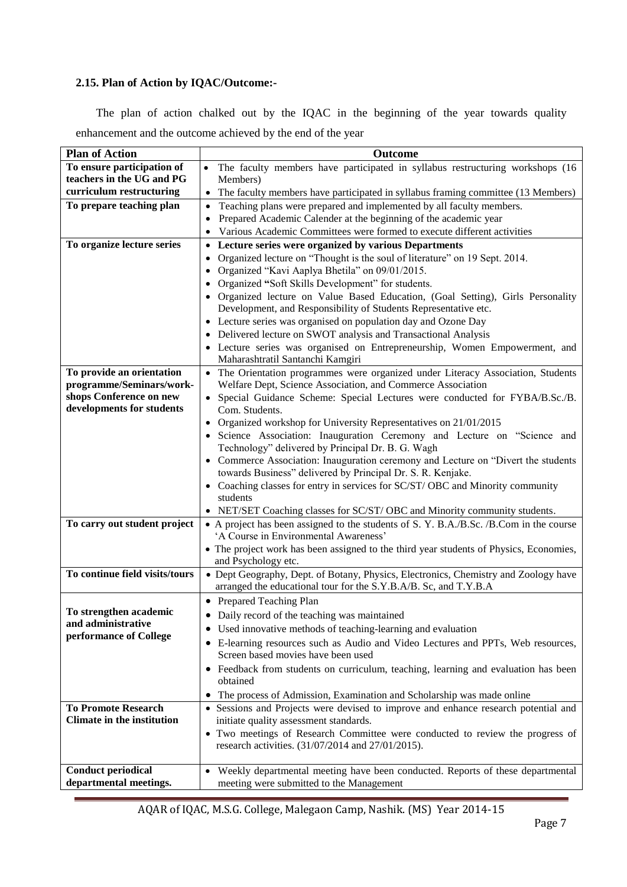### 2.15. Plan of Action by IQAC/Outcome:-

The plan of action chalked out by the IQAC in the beginning of the year towards quality enhancement and the outcome achieved by the end of the year

| Plan of Action | Outcome |
|---|---|
| **To ensure participation of teachers in the UG and PG curriculum restructuring** | • The faculty members have participated in syllabus restructuring workshops (16 Members)<br>• The faculty members have participated in syllabus framing committee (13 Members) |
| **To prepare teaching plan** | • Teaching plans were prepared and implemented by all faculty members.<br>• Prepared Academic Calender at the beginning of the academic year<br>• Various Academic Committees were formed to execute different activities |
| **To organize lecture series** | • **Lecture series were organized by various Departments**<br>• Organized lecture on "Thought is the soul of literature" on 19 Sept. 2014.<br>• Organized "Kavi Aaplya Bhetila" on 09/01/2015.<br>• Organized **"**Soft Skills Development" for students.<br>• Organized lecture on Value Based Education, (Goal Setting), Girls Personality Development, and Responsibility of Students Representative etc.<br>• Lecture series was organised on population day and Ozone Day<br>• Delivered lecture on SWOT analysis and Transactional Analysis<br>• Lecture series was organised on Entrepreneurship, Women Empowerment, and Maharashtratil Santanchi Kamgiri |
| **To provide an orientation programme/Seminars/work-shops Conference on new developments for students** | • The Orientation programmes were organized under Literacy Association, Students Welfare Dept, Science Association, and Commerce Association<br>• Special Guidance Scheme: Special Lectures were conducted for FYBA/B.Sc./B. Com. Students.<br>• Organized workshop for University Representatives on 21/01/2015<br>• Science Association: Inauguration Ceremony and Lecture on "Science and Technology" delivered by Principal Dr. B. G. Wagh<br>• Commerce Association: Inauguration ceremony and Lecture on "Divert the students towards Business" delivered by Principal Dr. S. R. Kenjake.<br>• Coaching classes for entry in services for SC/ST/ OBC and Minority community students<br>• NET/SET Coaching classes for SC/ST/ OBC and Minority community students. |
| **To carry out student project** | • A project has been assigned to the students of S. Y. B.A./B.Sc. /B.Com in the course 'A Course in Environmental Awareness'<br>• The project work has been assigned to the third year students of Physics, Economies, and Psychology etc. |
| **To continue field visits/tours** | • Dept Geography, Dept. of Botany, Physics, Electronics, Chemistry and Zoology have arranged the educational tour for the S.Y.B.A/B. Sc, and T.Y.B.A |
| **To strengthen academic and administrative performance of College** | • Prepared Teaching Plan<br>• Daily record of the teaching was maintained<br>• Used innovative methods of teaching-learning and evaluation<br>• E-learning resources such as Audio and Video Lectures and PPTs, Web resources, Screen based movies have been used<br>• Feedback from students on curriculum, teaching, learning and evaluation has been obtained<br>• The process of Admission, Examination and Scholarship was made online |
| **To Promote Research Climate in the institution** | • Sessions and Projects were devised to improve and enhance research potential and initiate quality assessment standards.<br>• Two meetings of Research Committee were conducted to review the progress of research activities. (31/07/2014 and 27/01/2015). |
| **Conduct periodical departmental meetings.** | • Weekly departmental meeting have been conducted. Reports of these departmental meeting were submitted to the Management |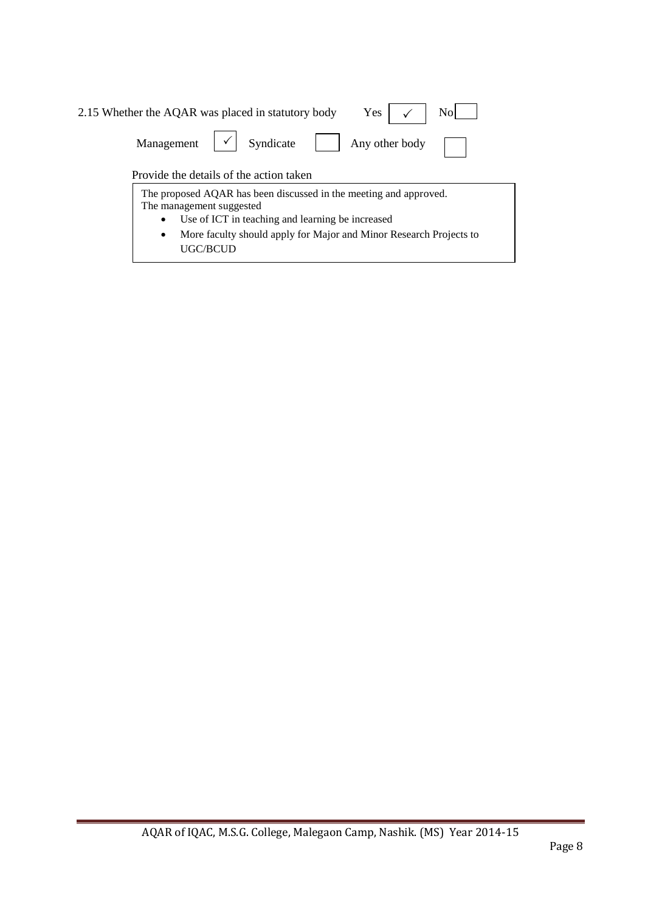2.15 Whether the AQAR was placed in statutory body Yes ✓ No

Management ✓ Syndicate Any other body

Provide the details of the action taken

The proposed AQAR has been discussed in the meeting and approved.
The management suggested

- Use of ICT in teaching and learning be increased
- More faculty should apply for Major and Minor Research Projects to UGC/BCUD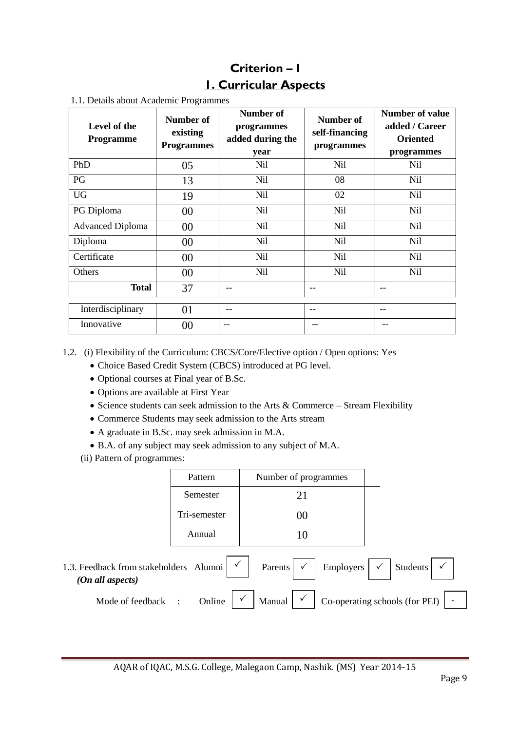# Criterion – I

## I. Curricular Aspects

1.1. Details about Academic Programmes

| Level of the Programme | Number of existing Programmes | Number of programmes added during the year | Number of self-financing programmes | Number of value added / Career Oriented programmes |
|---|---|---|---|---|
| PhD | 05 | Nil | Nil | Nil |
| PG | 13 | Nil | 08 | Nil |
| UG | 19 | Nil | 02 | Nil |
| PG Diploma | 00 | Nil | Nil | Nil |
| Advanced Diploma | 00 | Nil | Nil | Nil |
| Diploma | 00 | Nil | Nil | Nil |
| Certificate | 00 | Nil | Nil | Nil |
| Others | 00 | Nil | Nil | Nil |
| **Total** | 37 | -- | -- | -- |
| Interdisciplinary | 01 | -- | -- | -- |
| Innovative | 00 | -- | -- | -- |

1.2. (i) Flexibility of the Curriculum: CBCS/Core/Elective option / Open options: Yes

- Choice Based Credit System (CBCS) introduced at PG level.
- Optional courses at Final year of B.Sc.
- Options are available at First Year
- Science students can seek admission to the Arts & Commerce – Stream Flexibility
- Commerce Students may seek admission to the Arts stream
- A graduate in B.Sc. may seek admission in M.A.
- B.A. of any subject may seek admission to any subject of M.A.

(ii) Pattern of programmes:

| Pattern | Number of programmes |
|---|---|
| Semester | 21 |
| Tri-semester | 00 |
| Annual | 10 |

1.3. Feedback from stakeholders Alumni ✓ Parents ✓ Employers ✓ Students ✓
*(On all aspects)*

Mode of feedback : Online ✓ Manual ✓ Co-operating schools (for PEI) -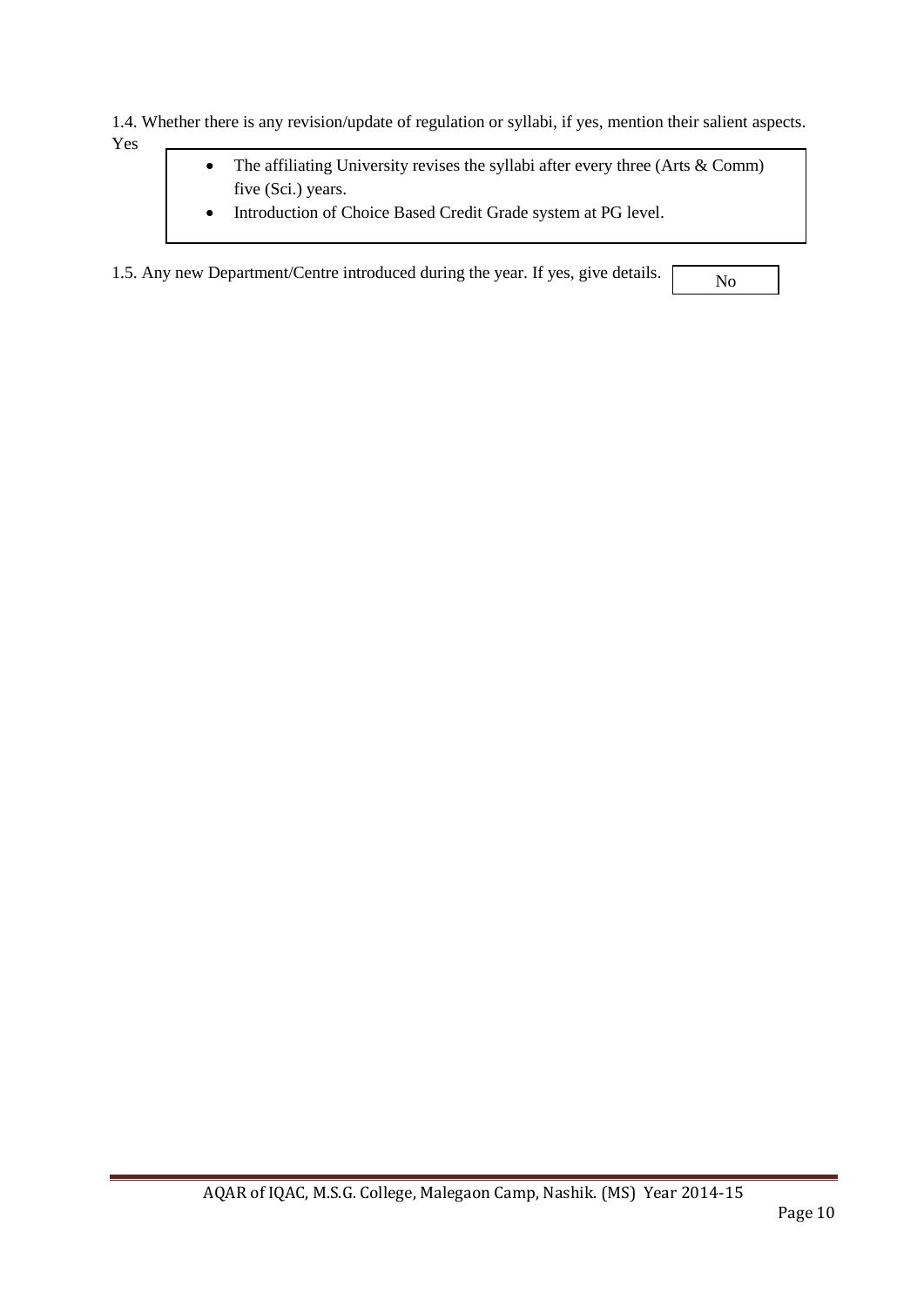1.4. Whether there is any revision/update of regulation or syllabi, if yes, mention their salient aspects.

Yes

- The affiliating University revises the syllabi after every three (Arts & Comm) five (Sci.) years.
- Introduction of Choice Based Credit Grade system at PG level.

1.5. Any new Department/Centre introduced during the year. If yes, give details. No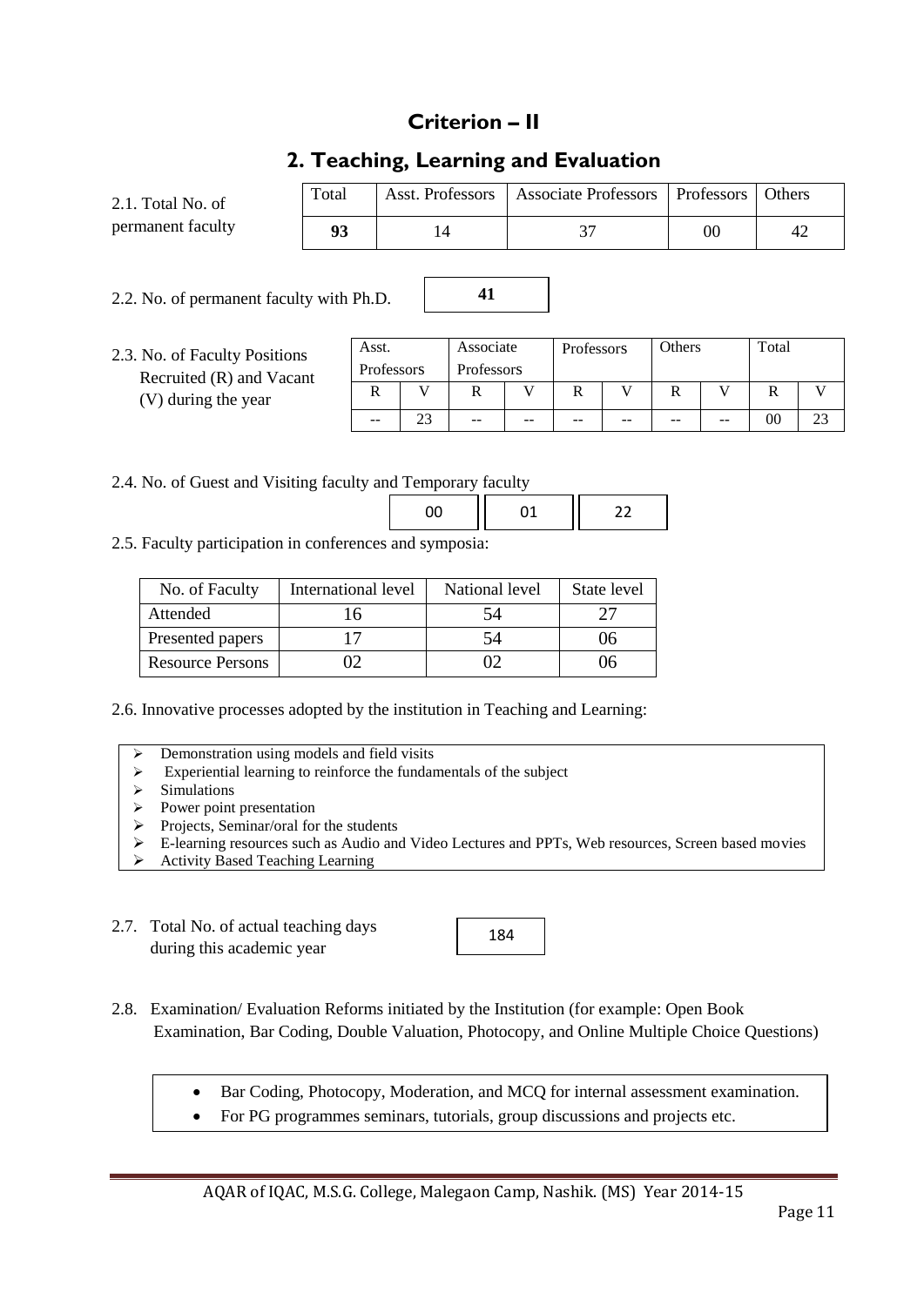# Criterion – II

## 2. Teaching, Learning and Evaluation

2.1. Total No. of permanent faculty

| Total | Asst. Professors | Associate Professors | Professors | Others |
|---|---|---|---|---|
| **93** | 14 | 37 | 00 | 42 |

2.2. No. of permanent faculty with Ph.D. **41**

2.3. No. of Faculty Positions Recruited (R) and Vacant (V) during the year

| Asst. Professors | | Associate Professors | | Professors | | Others | | Total | |
|---|---|---|---|---|---|---|---|---|---|
| R | V | R | V | R | V | R | V | R | V |
| -- | 23 | -- | -- | -- | -- | -- | -- | 00 | 23 |

2.4. No. of Guest and Visiting faculty and Temporary faculty

| 00 | 01 | 22 |
|---|---|---|

2.5. Faculty participation in conferences and symposia:

| No. of Faculty | International level | National level | State level |
|---|---|---|---|
| Attended | 16 | 54 | 27 |
| Presented papers | 17 | 54 | 06 |
| Resource Persons | 02 | 02 | 06 |

2.6. Innovative processes adopted by the institution in Teaching and Learning:

- Demonstration using models and field visits
- Experiential learning to reinforce the fundamentals of the subject
- Simulations
- Power point presentation
- Projects, Seminar/oral for the students
- E-learning resources such as Audio and Video Lectures and PPTs, Web resources, Screen based movies
- Activity Based Teaching Learning

2.7. Total No. of actual teaching days during this academic year 184

2.8. Examination/ Evaluation Reforms initiated by the Institution (for example: Open Book Examination, Bar Coding, Double Valuation, Photocopy, and Online Multiple Choice Questions)

- Bar Coding, Photocopy, Moderation, and MCQ for internal assessment examination.
- For PG programmes seminars, tutorials, group discussions and projects etc.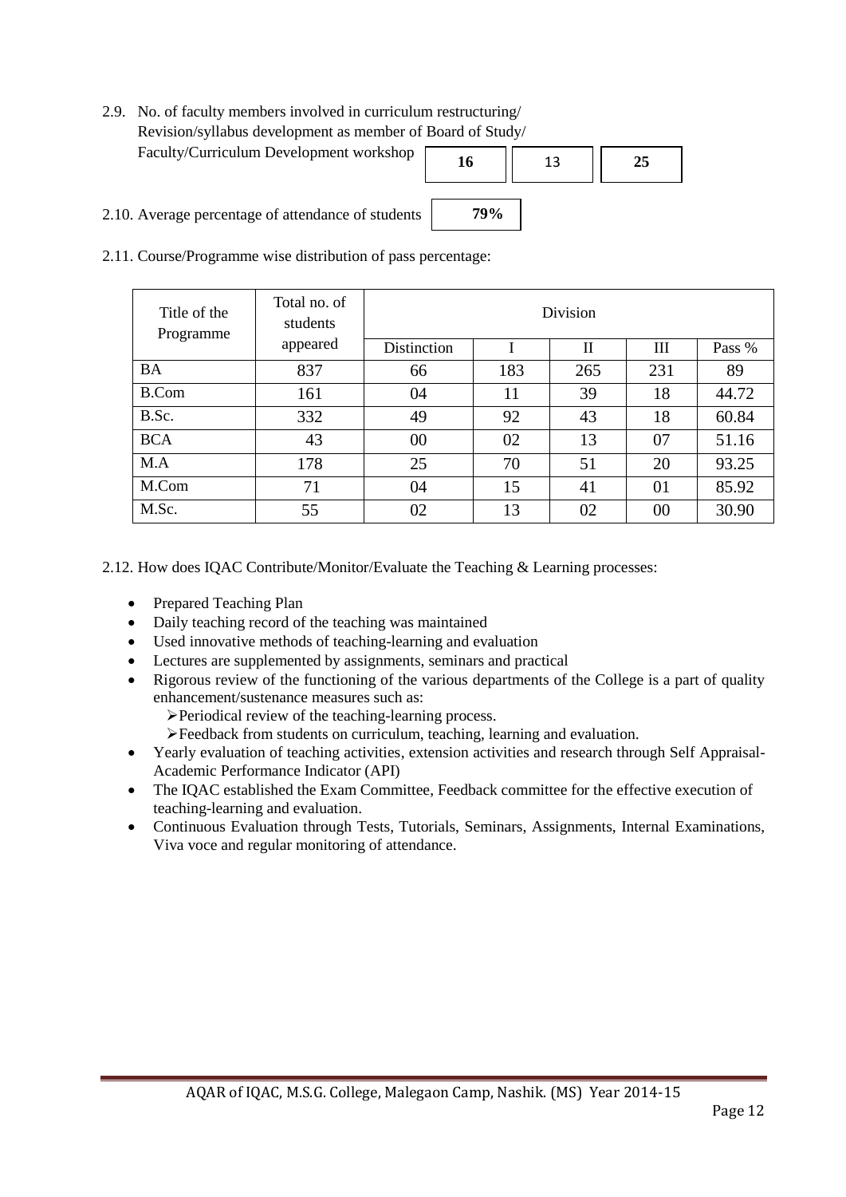2.9. No. of faculty members involved in curriculum restructuring/ Revision/syllabus development as member of Board of Study/ Faculty/Curriculum Development workshop

| **16** | 13 | **25** |
|---|---|---|

2.10. Average percentage of attendance of students **79%**

2.11. Course/Programme wise distribution of pass percentage:

| Title of the Programme | Total no. of students appeared | Division | | | | |
|---|---|---|---|---|---|---|
| | | Distinction | I | II | III | Pass % |
| BA | 837 | 66 | 183 | 265 | 231 | 89 |
| B.Com | 161 | 04 | 11 | 39 | 18 | 44.72 |
| B.Sc. | 332 | 49 | 92 | 43 | 18 | 60.84 |
| BCA | 43 | 00 | 02 | 13 | 07 | 51.16 |
| M.A | 178 | 25 | 70 | 51 | 20 | 93.25 |
| M.Com | 71 | 04 | 15 | 41 | 01 | 85.92 |
| M.Sc. | 55 | 02 | 13 | 02 | 00 | 30.90 |

2.12. How does IQAC Contribute/Monitor/Evaluate the Teaching & Learning processes:

- Prepared Teaching Plan
- Daily teaching record of the teaching was maintained
- Used innovative methods of teaching-learning and evaluation
- Lectures are supplemented by assignments, seminars and practical
- Rigorous review of the functioning of the various departments of the College is a part of quality enhancement/sustenance measures such as:
  - Periodical review of the teaching-learning process.
  - Feedback from students on curriculum, teaching, learning and evaluation.
- Yearly evaluation of teaching activities, extension activities and research through Self Appraisal-Academic Performance Indicator (API)
- The IQAC established the Exam Committee, Feedback committee for the effective execution of teaching-learning and evaluation.
- Continuous Evaluation through Tests, Tutorials, Seminars, Assignments, Internal Examinations, Viva voce and regular monitoring of attendance.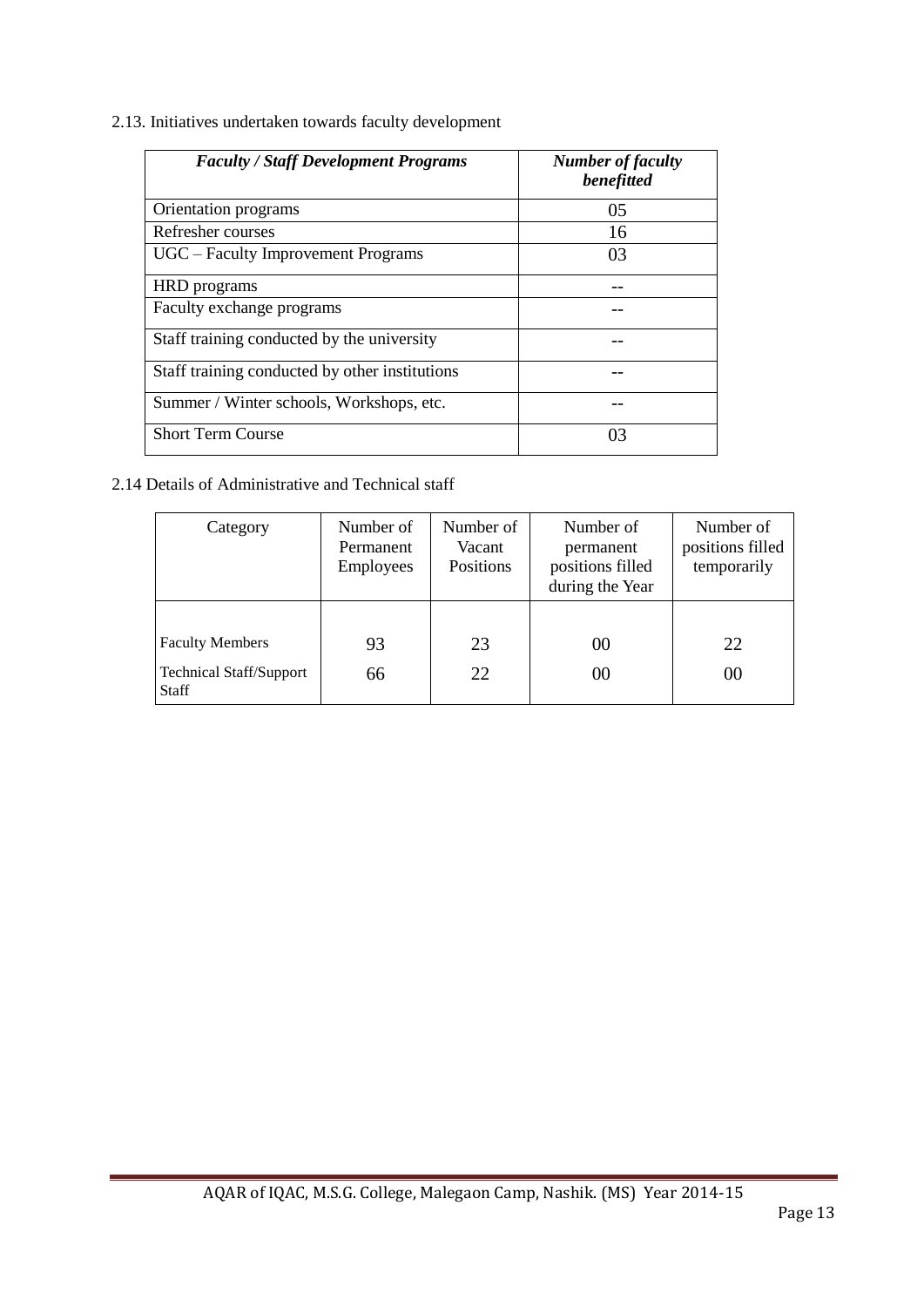2.13. Initiatives undertaken towards faculty development

| *Faculty / Staff Development Programs* | *Number of faculty benefitted* |
|---|---|
| Orientation programs | 05 |
| Refresher courses | 16 |
| UGC – Faculty Improvement Programs | 03 |
| HRD programs | -- |
| Faculty exchange programs | -- |
| Staff training conducted by the university | -- |
| Staff training conducted by other institutions | -- |
| Summer / Winter schools, Workshops, etc. | -- |
| Short Term Course | 03 |

2.14 Details of Administrative and Technical staff

| Category | Number of Permanent Employees | Number of Vacant Positions | Number of permanent positions filled during the Year | Number of positions filled temporarily |
|---|---|---|---|---|
| Faculty Members | 93 | 23 | 00 | 22 |
| Technical Staff/Support Staff | 66 | 22 | 00 | 00 |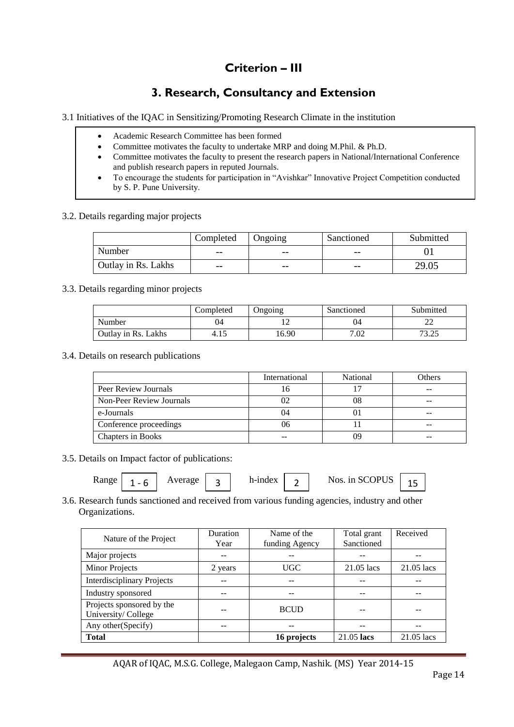# Criterion – III

## 3. Research, Consultancy and Extension

3.1 Initiatives of the IQAC in Sensitizing/Promoting Research Climate in the institution

- Academic Research Committee has been formed
- Committee motivates the faculty to undertake MRP and doing M.Phil. & Ph.D.
- Committee motivates the faculty to present the research papers in National/International Conference and publish research papers in reputed Journals.
- To encourage the students for participation in "Avishkar" Innovative Project Competition conducted by S. P. Pune University.

3.2. Details regarding major projects

| | Completed | Ongoing | Sanctioned | Submitted |
|---|---|---|---|---|
| Number | -- | -- | -- | 01 |
| Outlay in Rs. Lakhs | -- | -- | -- | 29.05 |

3.3. Details regarding minor projects

| | Completed | Ongoing | Sanctioned | Submitted |
|---|---|---|---|---|
| Number | 04 | 12 | 04 | 22 |
| Outlay in Rs. Lakhs | 4.15 | 16.90 | 7.02 | 73.25 |

3.4. Details on research publications

| | International | National | Others |
|---|---|---|---|
| Peer Review Journals | 16 | 17 | -- |
| Non-Peer Review Journals | 02 | 08 | -- |
| e-Journals | 04 | 01 | -- |
| Conference proceedings | 06 | 11 | -- |
| Chapters in Books | -- | 09 | -- |

3.5. Details on Impact factor of publications:

Range 1 - 6 Average 3 h-index 2 Nos. in SCOPUS 15

3.6. Research funds sanctioned and received from various funding agencies, industry and other Organizations.

| Nature of the Project | Duration Year | Name of the funding Agency | Total grant Sanctioned | Received |
|---|---|---|---|---|
| Major projects | -- | -- | -- | -- |
| Minor Projects | 2 years | UGC | 21.05 lacs | 21.05 lacs |
| Interdisciplinary Projects | -- | -- | -- | -- |
| Industry sponsored | -- | -- | -- | -- |
| Projects sponsored by the University/ College | -- | BCUD | -- | -- |
| Any other(Specify) | -- | -- | -- | -- |
| **Total** | | **16 projects** | 21.05 **lacs** | 21.05 lacs |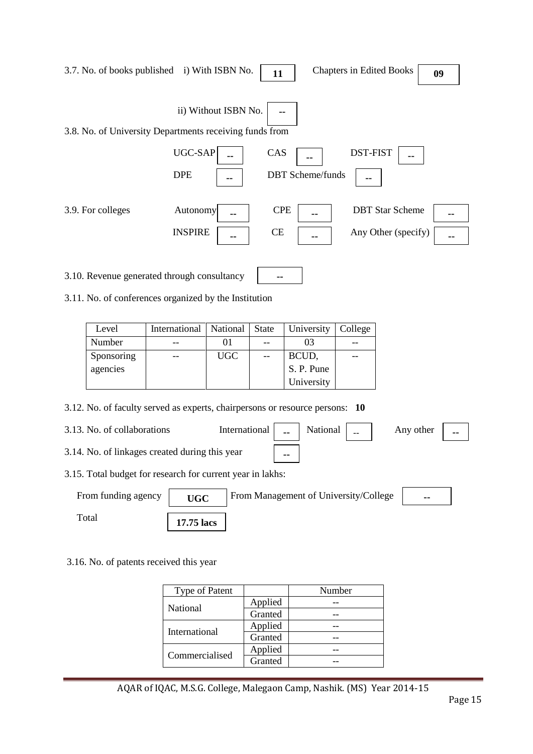3.7. No. of books published i) With ISBN No. **11** Chapters in Edited Books **09**

ii) Without ISBN No. **--**

3.8. No. of University Departments receiving funds from

UGC-SAP **--** CAS **--** DST-FIST **--**

DPE **--** DBT Scheme/funds **--**

3.9. For colleges Autonomy **--** CPE **--** DBT Star Scheme **--**

INSPIRE **--** CE **--** Any Other (specify) **--**

3.10. Revenue generated through consultancy **--**

3.11. No. of conferences organized by the Institution

| Level | International | National | State | University | College |
|---|---|---|---|---|---|
| Number | -- | 01 | -- | 03 | -- |
| Sponsoring agencies | -- | UGC | -- | BCUD, S. P. Pune University | -- |

3.12. No. of faculty served as experts, chairpersons or resource persons: **10**

3.13. No. of collaborations International **--** National -- Any other **--**

3.14. No. of linkages created during this year **--**

3.15. Total budget for research for current year in lakhs:

From funding agency **UGC** From Management of University/College **--**

Total **17.75 lacs**

3.16. No. of patents received this year

| Type of Patent | | Number |
|---|---|---|
| National | Applied | -- |
| | Granted | -- |
| International | Applied | -- |
| | Granted | -- |
| Commercialised | Applied | -- |
| | Granted | -- |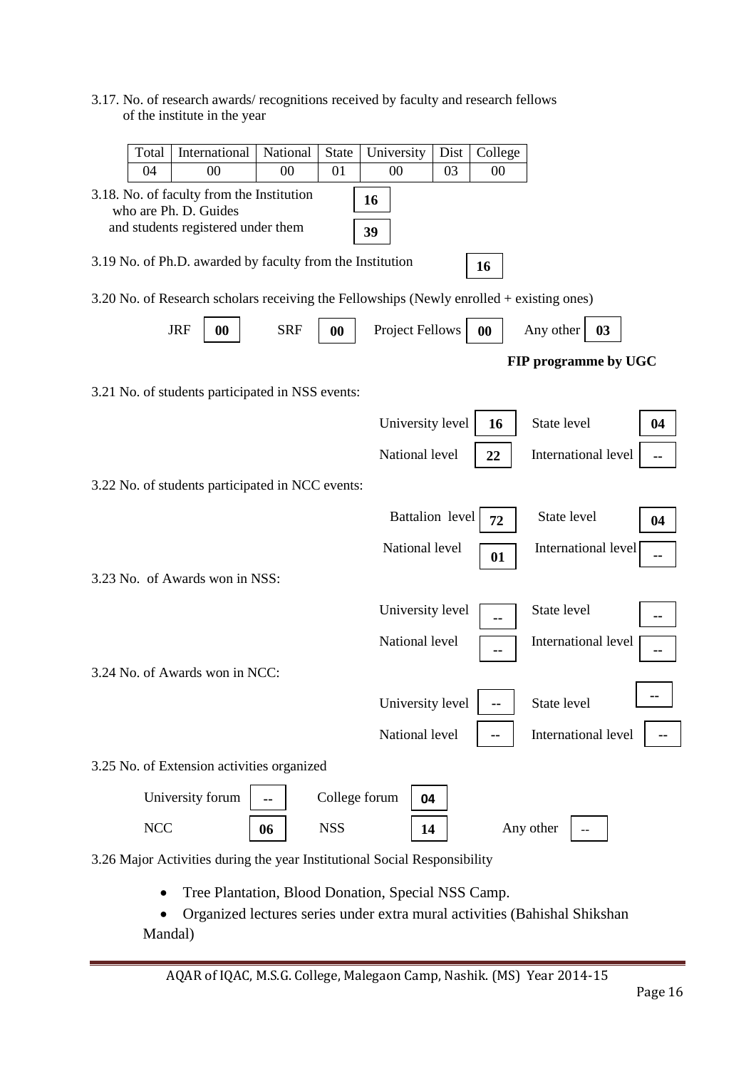3.17. No. of research awards/ recognitions received by faculty and research fellows of the institute in the year

| Total | International | National | State | University | Dist | College |
|---|---|---|---|---|---|---|
| 04 | 00 | 00 | 01 | 00 | 03 | 00 |

3.18. No. of faculty from the Institution who are Ph. D. Guides **16**

and students registered under them **39**

3.19 No. of Ph.D. awarded by faculty from the Institution **16**

3.20 No. of Research scholars receiving the Fellowships (Newly enrolled + existing ones)

JRF **00** SRF **00** Project Fellows **00** Any other **03**

**FIP programme by UGC**

3.21 No. of students participated in NSS events:

| | | | |
|---|---|---|---|
| University level | **16** | State level | **04** |
| National level | **22** | International level | **--** |

3.22 No. of students participated in NCC events:

| | | | |
|---|---|---|---|
| Battalion level | **72** | State level | **04** |
| National level | **01** | International level | **--** |

3.23 No. of Awards won in NSS:

| | | | |
|---|---|---|---|
| University level | **--** | State level | **--** |
| National level | **--** | International level | **--** |

3.24 No. of Awards won in NCC:

| | | | |
|---|---|---|---|
| University level | -- | State level | -- |
| National level | -- | International level | **--** |

3.25 No. of Extension activities organized

| | | | | | |
|---|---|---|---|---|---|
| University forum | **--** | College forum | **04** | | |
| NCC | **06** | NSS | **14** | Any other | -- |

3.26 Major Activities during the year Institutional Social Responsibility

- Tree Plantation, Blood Donation, Special NSS Camp.
- Organized lectures series under extra mural activities (Bahishal Shikshan Mandal)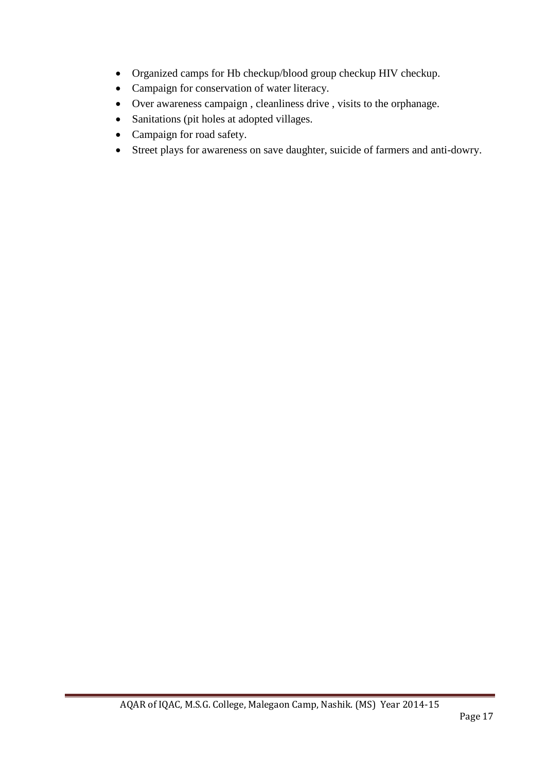- Organized camps for Hb checkup/blood group checkup HIV checkup.
- Campaign for conservation of water literacy.
- Over awareness campaign , cleanliness drive , visits to the orphanage.
- Sanitations (pit holes at adopted villages.
- Campaign for road safety.
- Street plays for awareness on save daughter, suicide of farmers and anti-dowry.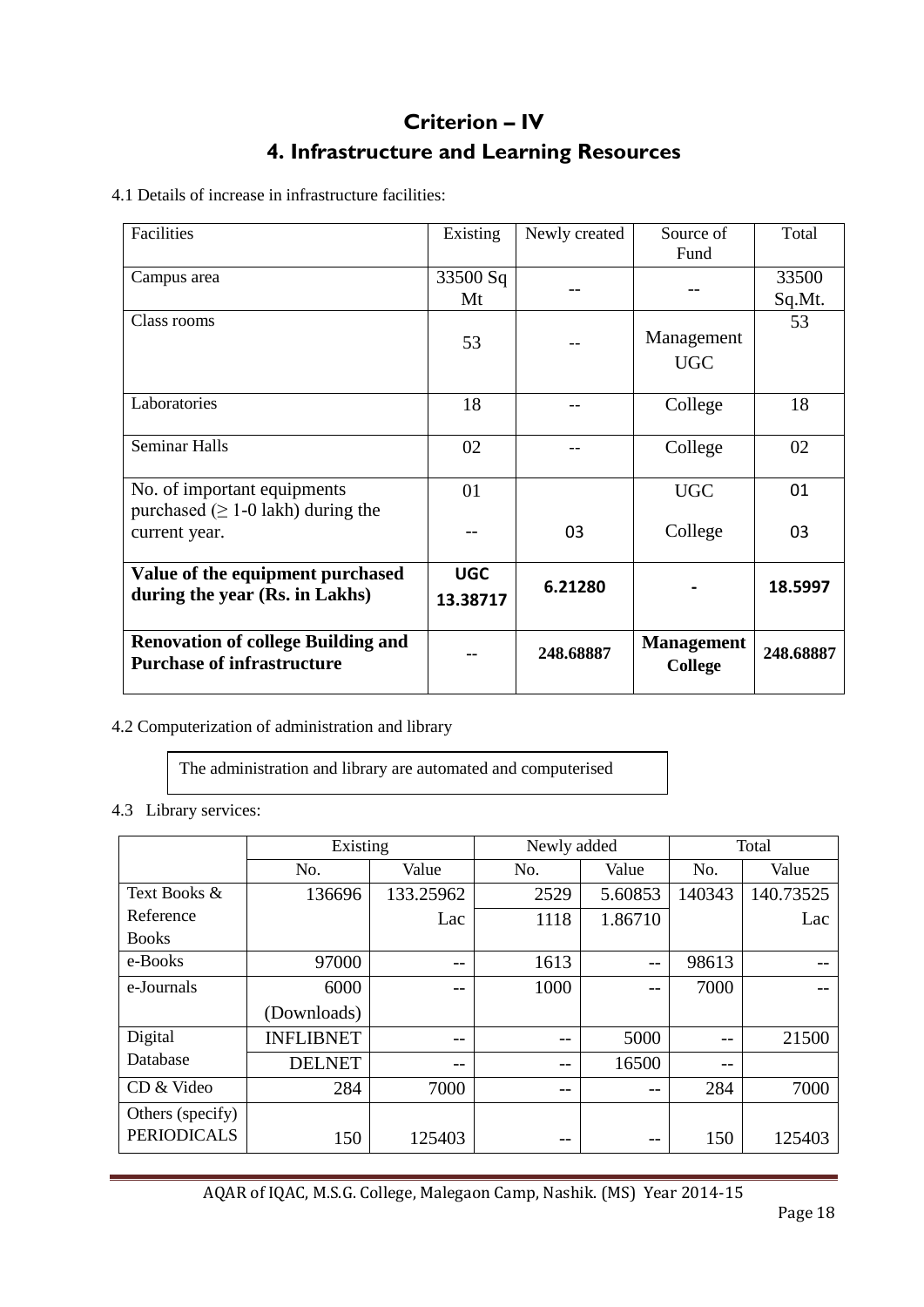# Criterion – IV

## 4. Infrastructure and Learning Resources

4.1 Details of increase in infrastructure facilities:

| Facilities | Existing | Newly created | Source of Fund | Total |
|---|---|---|---|---|
| Campus area | 33500 Sq Mt | -- | -- | 33500 Sq.Mt. |
| Class rooms | 53 | -- | Management UGC | 53 |
| Laboratories | 18 | -- | College | 18 |
| Seminar Halls | 02 | -- | College | 02 |
| No. of important equipments purchased (≥ 1-0 lakh) during the current year. | 01<br>-- | <br>03 | UGC<br>College | 01<br>03 |
| **Value of the equipment purchased during the year (Rs. in Lakhs)** | **UGC 13.38717** | **6.21280** | **-** | **18.5997** |
| **Renovation of college Building and Purchase of infrastructure** | **--** | **248.68887** | **Management College** | **248.68887** |

4.2 Computerization of administration and library

The administration and library are automated and computerised

4.3 Library services:

| | Existing | | Newly added | | Total | |
|---|---|---|---|---|---|---|
| | No. | Value | No. | Value | No. | Value |
| Text Books & Reference Books | 136696 | 133.25962 Lac | 2529<br>1118 | 5.60853<br>1.86710 | 140343 | 140.73525 Lac |
| e-Books | 97000 | -- | 1613 | -- | 98613 | -- |
| e-Journals | 6000 (Downloads) | -- | 1000 | -- | 7000 | -- |
| Digital Database | INFLIBNET | -- | -- | 5000 | -- | 21500 |
| | DELNET | -- | -- | 16500 | -- | |
| CD & Video | 284 | 7000 | -- | -- | 284 | 7000 |
| Others (specify) PERIODICALS | 150 | 125403 | -- | -- | 150 | 125403 |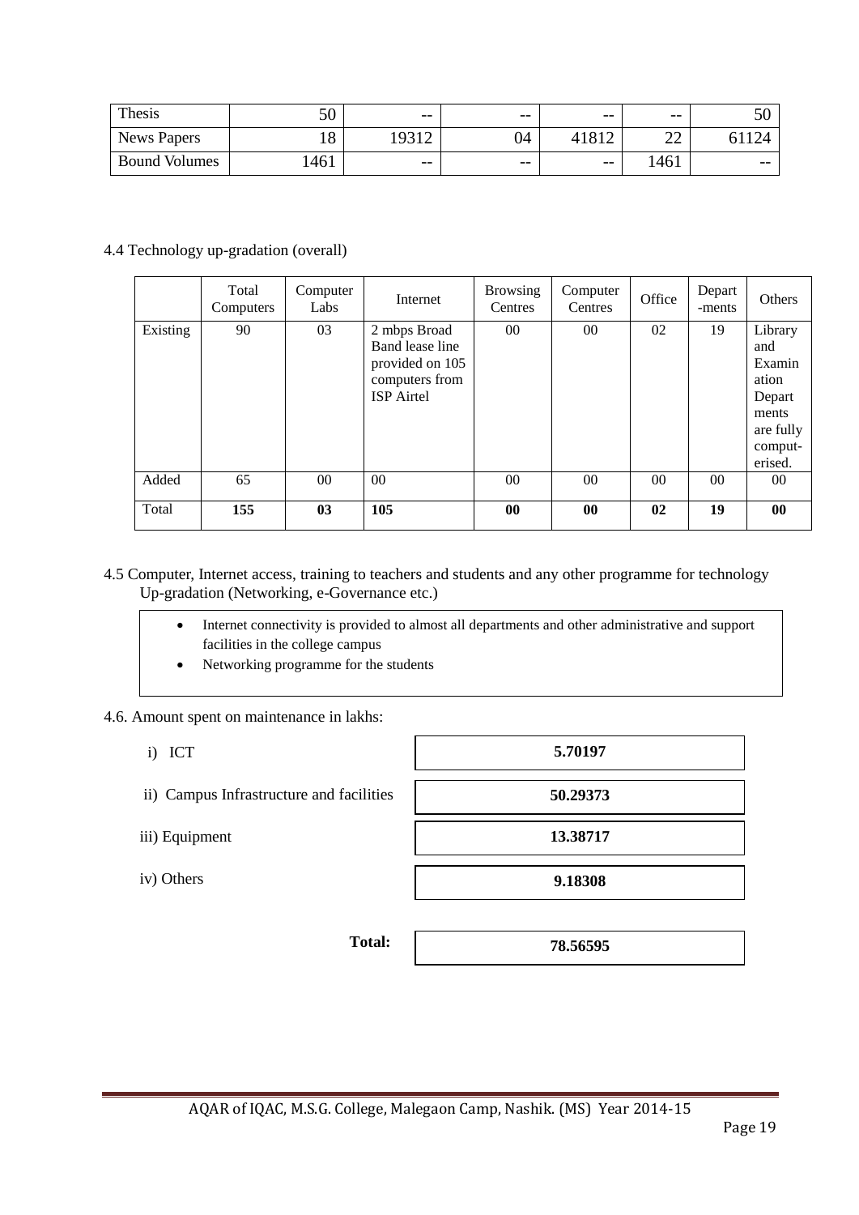| Thesis | 50 | -- | -- | -- | -- | 50 |
|---|---|---|---|---|---|---|
| News Papers | 18 | 19312 | 04 | 41812 | 22 | 61124 |
| Bound Volumes | 1461 | -- | -- | -- | 1461 | -- |

4.4 Technology up-gradation (overall)

| | Total Computers | Computer Labs | Internet | Browsing Centres | Computer Centres | Office | Depart -ments | Others |
|---|---|---|---|---|---|---|---|---|
| Existing | 90 | 03 | 2 mbps Broad Band lease line provided on 105 computers from ISP Airtel | 00 | 00 | 02 | 19 | Library and Examination Departments are fully computerised. |
| Added | 65 | 00 | 00 | 00 | 00 | 00 | 00 | 00 |
| Total | **155** | **03** | **105** | **00** | **00** | **02** | **19** | **00** |

4.5 Computer, Internet access, training to teachers and students and any other programme for technology Up-gradation (Networking, e-Governance etc.)

- Internet connectivity is provided to almost all departments and other administrative and support facilities in the college campus
- Networking programme for the students

4.6. Amount spent on maintenance in lakhs:

| | |
|---|---|
| i) ICT | **5.70197** |
| ii) Campus Infrastructure and facilities | **50.29373** |
| iii) Equipment | **13.38717** |
| iv) Others | **9.18308** |
| **Total:** | **78.56595** |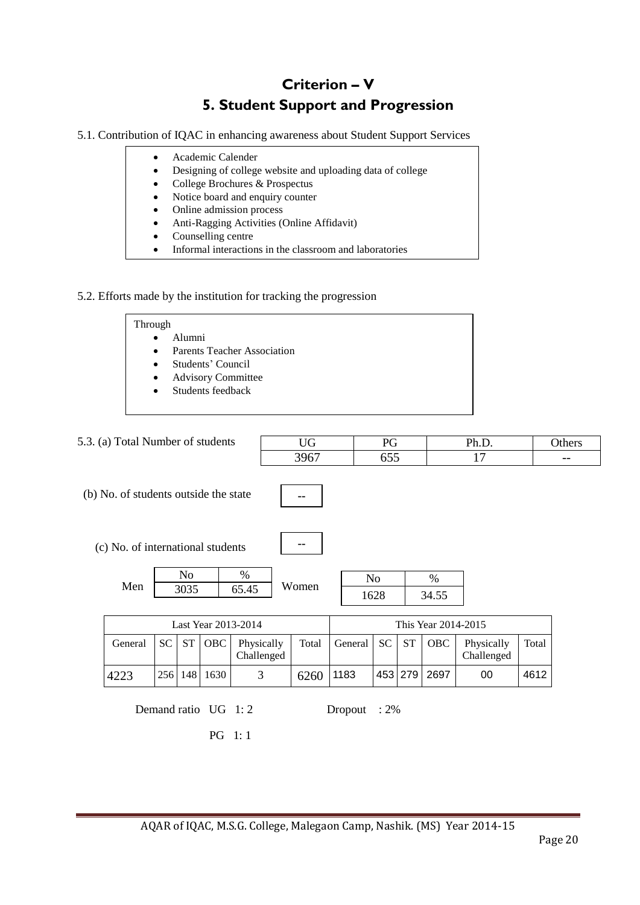# Criterion – V

## 5. Student Support and Progression

5.1. Contribution of IQAC in enhancing awareness about Student Support Services

- Academic Calender
- Designing of college website and uploading data of college
- College Brochures & Prospectus
- Notice board and enquiry counter
- Online admission process
- Anti-Ragging Activities (Online Affidavit)
- Counselling centre
- Informal interactions in the classroom and laboratories

5.2. Efforts made by the institution for tracking the progression

Through

- Alumni
- Parents Teacher Association
- Students' Council
- Advisory Committee
- Students feedback

5.3. (a) Total Number of students

| UG | PG | Ph.D. | Others |
|---|---|---|---|
| 3967 | 655 | 17 | -- |

(b) No. of students outside the state: --

(c) No. of international students: --

| | No | % |
|---|---|---|
| Men | 3035 | 65.45 |
| Women | 1628 | 34.55 |

| Last Year 2013-2014 | | | | | | This Year 2014-2015 | | | | | |
|---|---|---|---|---|---|---|---|---|---|---|---|
| General | SC | ST | OBC | Physically Challenged | Total | General | SC | ST | OBC | Physically Challenged | Total |
| 4223 | 256 | 148 | 1630 | 3 | 6260 | 1183 | 453 | 279 | 2697 | 00 | 4612 |

Demand ratio UG 1: 2 Dropout : 2%

PG 1: 1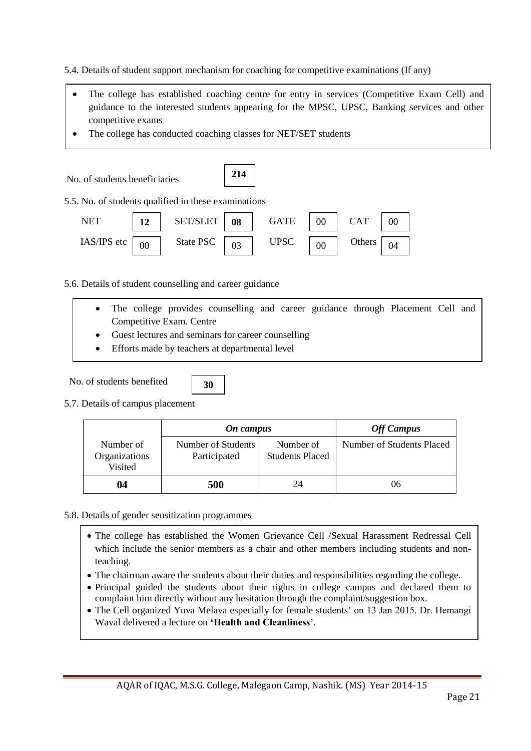5.4. Details of student support mechanism for coaching for competitive examinations (If any)

- The college has established coaching centre for entry in services (Competitive Exam Cell) and guidance to the interested students appearing for the MPSC, UPSC, Banking services and other competitive exams
- The college has conducted coaching classes for NET/SET students

No. of students beneficiaries **214**

5.5. No. of students qualified in these examinations

| NET | **12** | SET/SLET | **08** | GATE | 00 | CAT | 00 |
|---|---|---|---|---|---|---|---|
| IAS/IPS etc | 00 | State PSC | 03 | UPSC | 00 | Others | 04 |

5.6. Details of student counselling and career guidance

- The college provides counselling and career guidance through Placement Cell and Competitive Exam. Centre
- Guest lectures and seminars for career counselling
- Efforts made by teachers at departmental level

No. of students benefited **30**

5.7. Details of campus placement

| | ***On campus*** | | ***Off Campus*** |
|---|---|---|---|
| Number of Organizations Visited | Number of Students Participated | Number of Students Placed | Number of Students Placed |
| **04** | **500** | 24 | 06 |

5.8. Details of gender sensitization programmes

- The college has established the Women Grievance Cell /Sexual Harassment Redressal Cell which include the senior members as a chair and other members including students and non-teaching.
- The chairman aware the students about their duties and responsibilities regarding the college.
- Principal guided the students about their rights in college campus and declared them to complaint him directly without any hesitation through the complaint/suggestion box.
- The Cell organized Yuva Melava especially for female students' on 13 Jan 2015. Dr. Hemangi Waval delivered a lecture on **'Health and Cleanliness'**.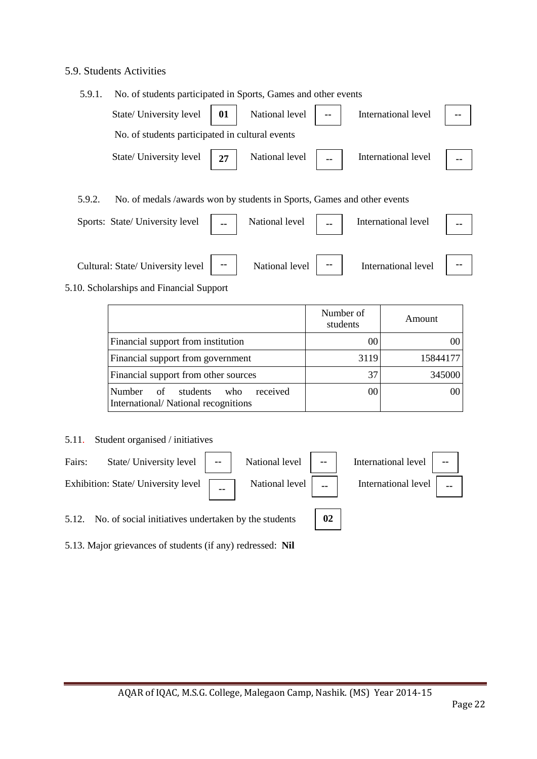5.9. Students Activities

5.9.1. No. of students participated in Sports, Games and other events

| State/ University level | 01 | National level | -- | International level | -- |
|---|---|---|---|---|---|

No. of students participated in cultural events

| State/ University level | 27 | National level | -- | International level | -- |
|---|---|---|---|---|---|

5.9.2. No. of medals /awards won by students in Sports, Games and other events

| Sports: State/ University level | -- | National level | -- | International level | -- |
|---|---|---|---|---|---|
| Cultural: State/ University level | -- | National level | -- | International level | -- |

5.10. Scholarships and Financial Support

| | Number of students | Amount |
|---|---|---|
| Financial support from institution | 00 | 00 |
| Financial support from government | 3119 | 15844177 |
| Financial support from other sources | 37 | 345000 |
| Number of students who received International/ National recognitions | 00 | 00 |

5.11. Student organised / initiatives

| Fairs: State/ University level | -- | National level | -- | International level | -- |
|---|---|---|---|---|---|
| Exhibition: State/ University level | -- | National level | -- | International level | -- |

5.12. No. of social initiatives undertaken by the students **02**

5.13. Major grievances of students (if any) redressed: **Nil**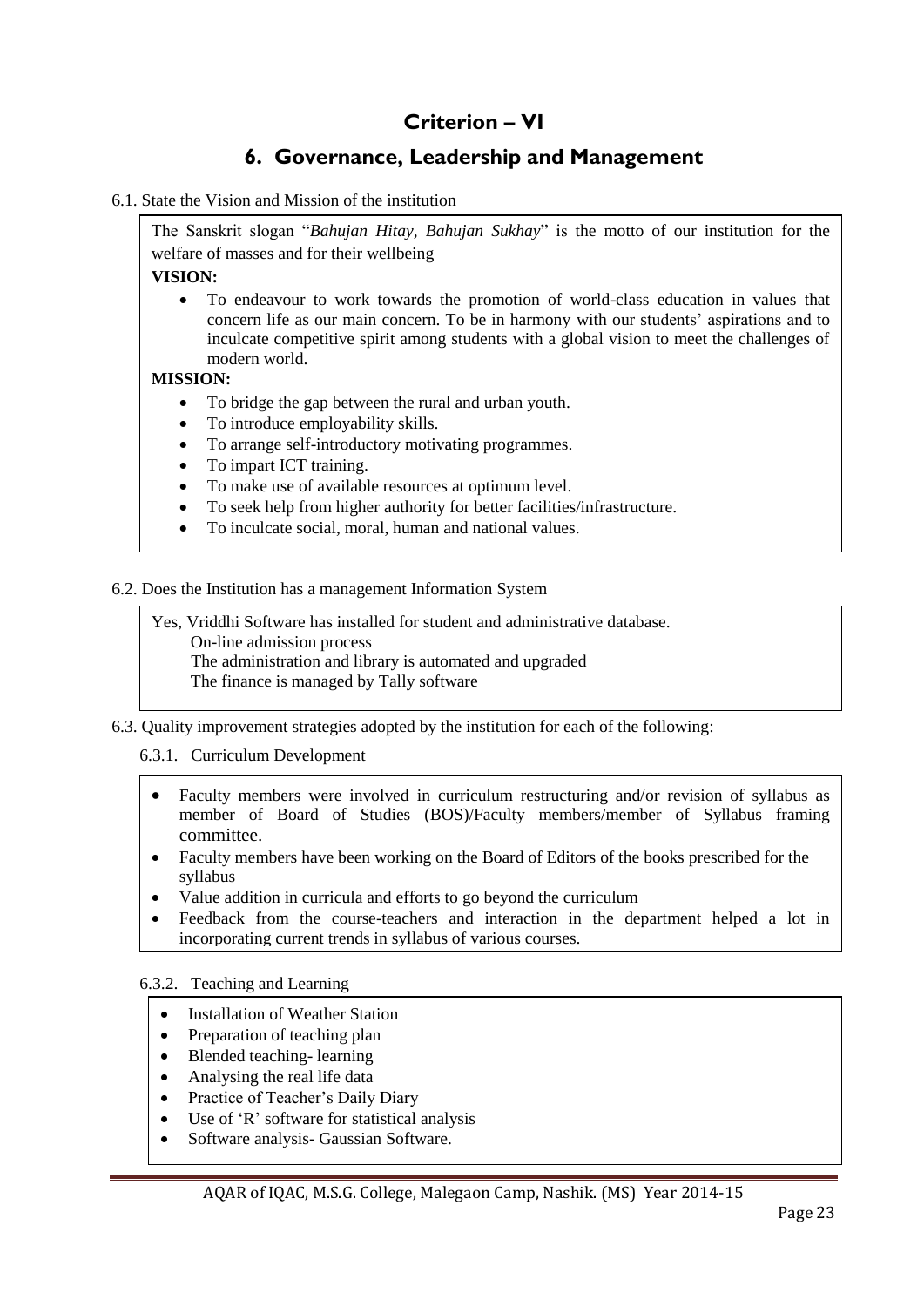# Criterion – VI

## 6. Governance, Leadership and Management

6.1. State the Vision and Mission of the institution

The Sanskrit slogan "*Bahujan Hitay, Bahujan Sukhay*" is the motto of our institution for the welfare of masses and for their wellbeing

**VISION:**

- To endeavour to work towards the promotion of world-class education in values that concern life as our main concern. To be in harmony with our students' aspirations and to inculcate competitive spirit among students with a global vision to meet the challenges of modern world.

**MISSION:**

- To bridge the gap between the rural and urban youth.
- To introduce employability skills.
- To arrange self-introductory motivating programmes.
- To impart ICT training.
- To make use of available resources at optimum level.
- To seek help from higher authority for better facilities/infrastructure.
- To inculcate social, moral, human and national values.

6.2. Does the Institution has a management Information System

Yes, Vriddhi Software has installed for student and administrative database.
On-line admission process
The administration and library is automated and upgraded
The finance is managed by Tally software

6.3. Quality improvement strategies adopted by the institution for each of the following:

6.3.1. Curriculum Development

- Faculty members were involved in curriculum restructuring and/or revision of syllabus as member of Board of Studies (BOS)/Faculty members/member of Syllabus framing committee.
- Faculty members have been working on the Board of Editors of the books prescribed for the syllabus
- Value addition in curricula and efforts to go beyond the curriculum
- Feedback from the course-teachers and interaction in the department helped a lot in incorporating current trends in syllabus of various courses.

6.3.2. Teaching and Learning

- Installation of Weather Station
- Preparation of teaching plan
- Blended teaching- learning
- Analysing the real life data
- Practice of Teacher's Daily Diary
- Use of 'R' software for statistical analysis
- Software analysis- Gaussian Software.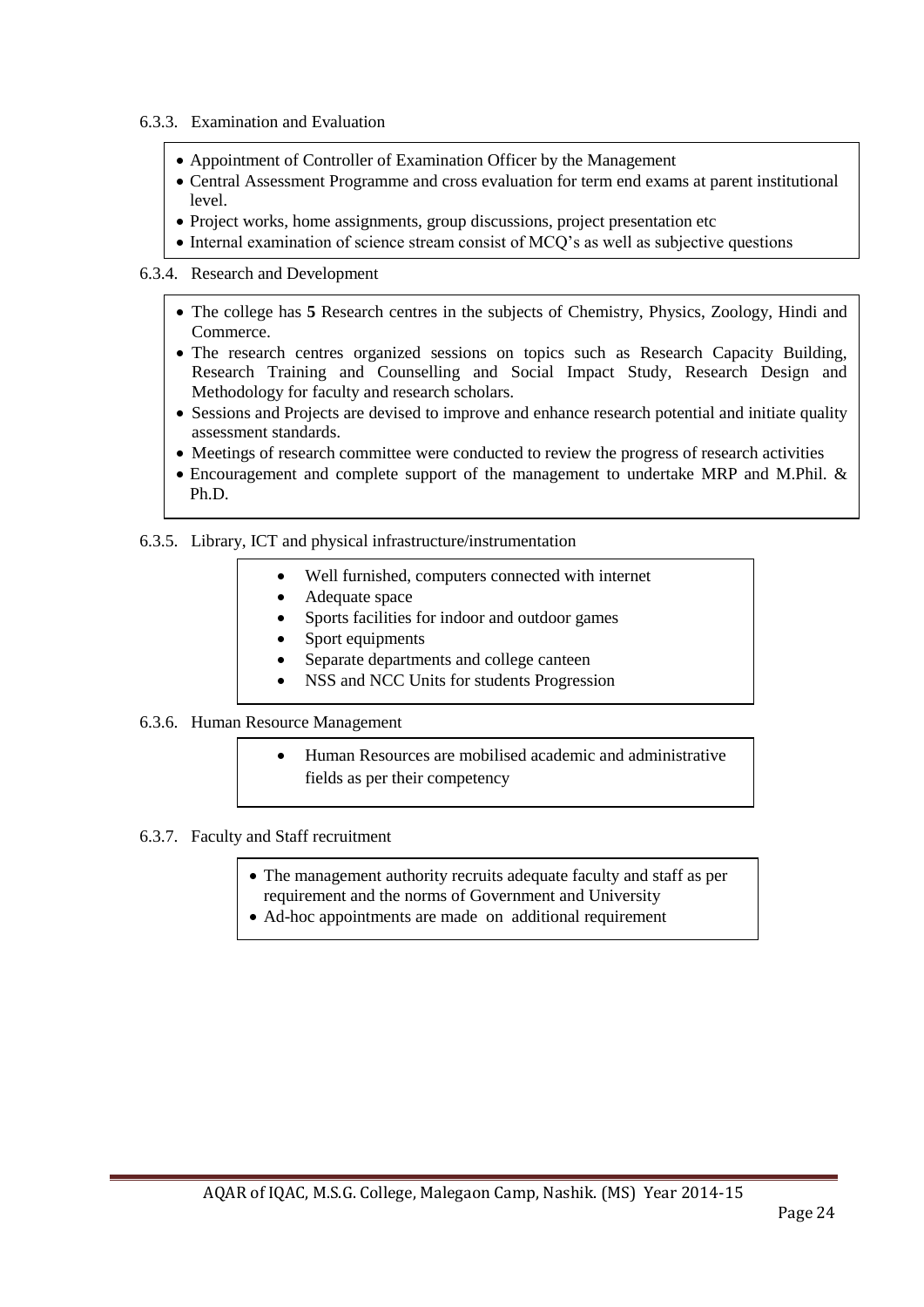6.3.3. Examination and Evaluation

- Appointment of Controller of Examination Officer by the Management
- Central Assessment Programme and cross evaluation for term end exams at parent institutional level.
- Project works, home assignments, group discussions, project presentation etc
- Internal examination of science stream consist of MCQ's as well as subjective questions

6.3.4. Research and Development

- The college has **5** Research centres in the subjects of Chemistry, Physics, Zoology, Hindi and Commerce.
- The research centres organized sessions on topics such as Research Capacity Building, Research Training and Counselling and Social Impact Study, Research Design and Methodology for faculty and research scholars.
- Sessions and Projects are devised to improve and enhance research potential and initiate quality assessment standards.
- Meetings of research committee were conducted to review the progress of research activities
- Encouragement and complete support of the management to undertake MRP and M.Phil. & Ph.D.

6.3.5. Library, ICT and physical infrastructure/instrumentation

- Well furnished, computers connected with internet
- Adequate space
- Sports facilities for indoor and outdoor games
- Sport equipments
- Separate departments and college canteen
- NSS and NCC Units for students Progression

6.3.6. Human Resource Management

- Human Resources are mobilised academic and administrative fields as per their competency

6.3.7. Faculty and Staff recruitment

- The management authority recruits adequate faculty and staff as per requirement and the norms of Government and University
- Ad-hoc appointments are made on additional requirement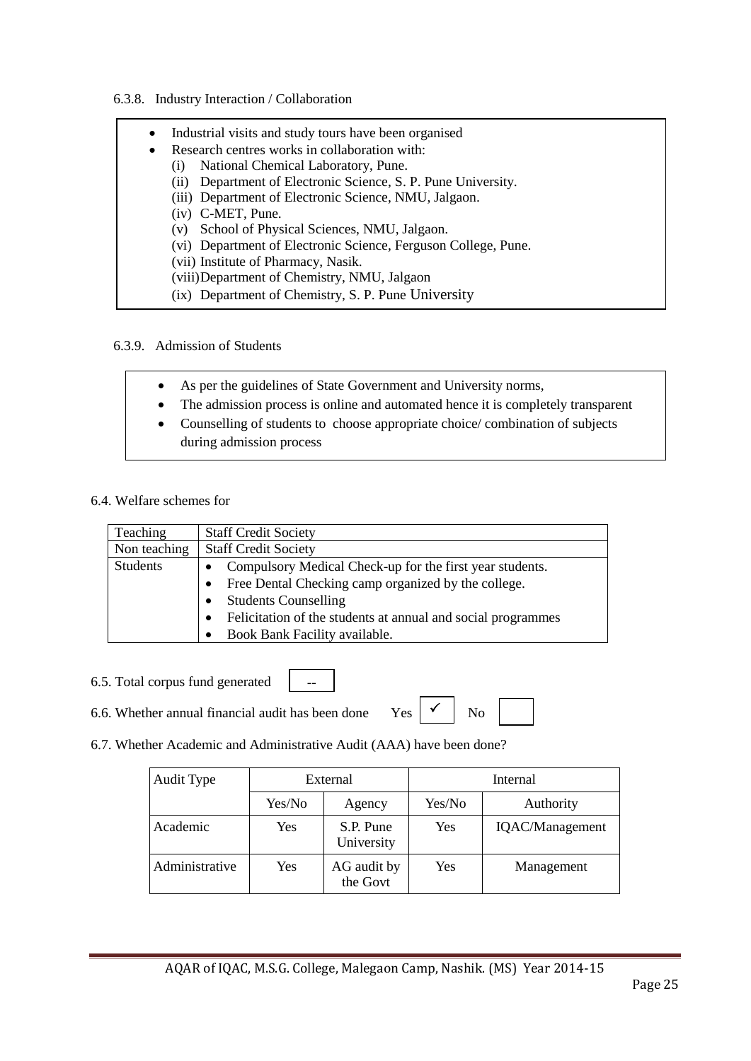6.3.8. Industry Interaction / Collaboration

- Industrial visits and study tours have been organised
- Research centres works in collaboration with:
  - (i) National Chemical Laboratory, Pune.
  - (ii) Department of Electronic Science, S. P. Pune University.
  - (iii) Department of Electronic Science, NMU, Jalgaon.
  - (iv) C-MET, Pune.
  - (v) School of Physical Sciences, NMU, Jalgaon.
  - (vi) Department of Electronic Science, Ferguson College, Pune.
  - (vii) Institute of Pharmacy, Nasik.
  - (viii) Department of Chemistry, NMU, Jalgaon
  - (ix) Department of Chemistry, S. P. Pune University

6.3.9. Admission of Students

- As per the guidelines of State Government and University norms,
- The admission process is online and automated hence it is completely transparent
- Counselling of students to choose appropriate choice/ combination of subjects during admission process

6.4. Welfare schemes for

| Teaching | Staff Credit Society |
|---|---|
| Non teaching | Staff Credit Society |
| Students | • Compulsory Medical Check-up for the first year students.<br>• Free Dental Checking camp organized by the college.<br>• Students Counselling<br>• Felicitation of the students at annual and social programmes<br>• Book Bank Facility available. |

6.5. Total corpus fund generated: --

6.6. Whether annual financial audit has been done Yes ✓ No

6.7. Whether Academic and Administrative Audit (AAA) have been done?

| Audit Type | External | | Internal | |
|---|---|---|---|---|
| | Yes/No | Agency | Yes/No | Authority |
| Academic | Yes | S.P. Pune University | Yes | IQAC/Management |
| Administrative | Yes | AG audit by the Govt | Yes | Management |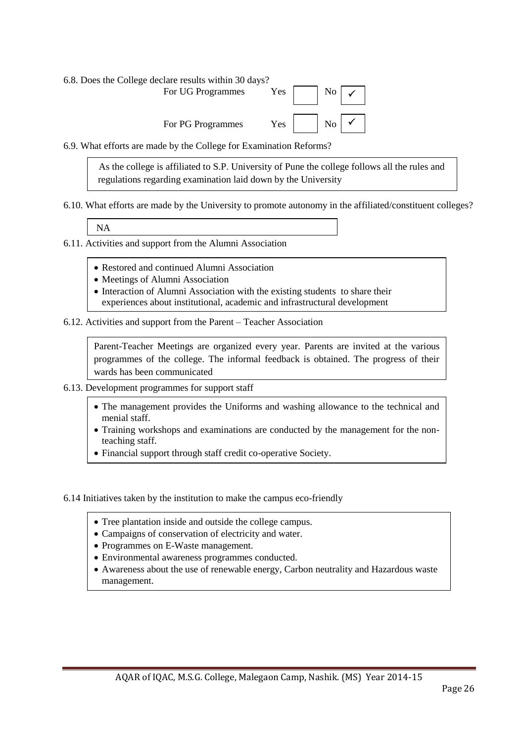6.8. Does the College declare results within 30 days?

| | Yes | | No | |
|---|---|---|---|---|
| For UG Programmes | Yes | | No | ✓ |
| For PG Programmes | Yes | | No | ✓ |

6.9. What efforts are made by the College for Examination Reforms?

> As the college is affiliated to S.P. University of Pune the college follows all the rules and regulations regarding examination laid down by the University

6.10. What efforts are made by the University to promote autonomy in the affiliated/constituent colleges?

> NA

6.11. Activities and support from the Alumni Association

- Restored and continued Alumni Association
- Meetings of Alumni Association
- Interaction of Alumni Association with the existing students to share their experiences about institutional, academic and infrastructural development

6.12. Activities and support from the Parent – Teacher Association

> Parent-Teacher Meetings are organized every year. Parents are invited at the various programmes of the college. The informal feedback is obtained. The progress of their wards has been communicated

6.13. Development programmes for support staff

- The management provides the Uniforms and washing allowance to the technical and menial staff.
- Training workshops and examinations are conducted by the management for the non-teaching staff.
- Financial support through staff credit co-operative Society.

6.14 Initiatives taken by the institution to make the campus eco-friendly

- Tree plantation inside and outside the college campus.
- Campaigns of conservation of electricity and water.
- Programmes on E-Waste management.
- Environmental awareness programmes conducted.
- Awareness about the use of renewable energy, Carbon neutrality and Hazardous waste management.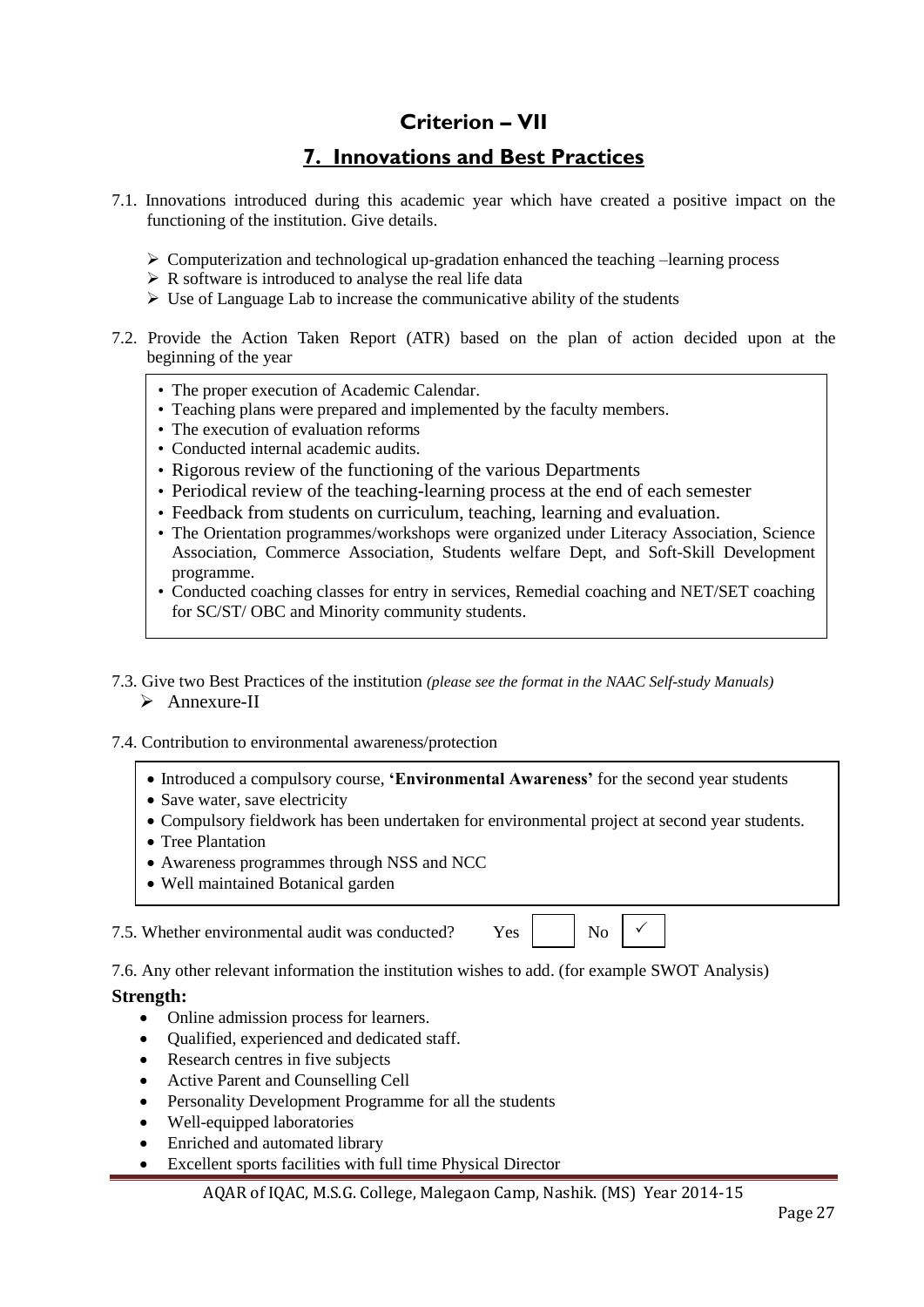# Criterion – VII

## 7. Innovations and Best Practices

7.1. Innovations introduced during this academic year which have created a positive impact on the functioning of the institution. Give details.

- Computerization and technological up-gradation enhanced the teaching –learning process
- R software is introduced to analyse the real life data
- Use of Language Lab to increase the communicative ability of the students

7.2. Provide the Action Taken Report (ATR) based on the plan of action decided upon at the beginning of the year

- The proper execution of Academic Calendar.
- Teaching plans were prepared and implemented by the faculty members.
- The execution of evaluation reforms
- Conducted internal academic audits.
- Rigorous review of the functioning of the various Departments
- Periodical review of the teaching-learning process at the end of each semester
- Feedback from students on curriculum, teaching, learning and evaluation.
- The Orientation programmes/workshops were organized under Literacy Association, Science Association, Commerce Association, Students welfare Dept, and Soft-Skill Development programme.
- Conducted coaching classes for entry in services, Remedial coaching and NET/SET coaching for SC/ST/ OBC and Minority community students.

7.3. Give two Best Practices of the institution *(please see the format in the NAAC Self-study Manuals)*

- Annexure-II

7.4. Contribution to environmental awareness/protection

- Introduced a compulsory course, **'Environmental Awareness'** for the second year students
- Save water, save electricity
- Compulsory fieldwork has been undertaken for environmental project at second year students.
- Tree Plantation
- Awareness programmes through NSS and NCC
- Well maintained Botanical garden

7.5. Whether environmental audit was conducted? Yes [ ] No [✓]

7.6. Any other relevant information the institution wishes to add. (for example SWOT Analysis)

**Strength:**

- Online admission process for learners.
- Qualified, experienced and dedicated staff.
- Research centres in five subjects
- Active Parent and Counselling Cell
- Personality Development Programme for all the students
- Well-equipped laboratories
- Enriched and automated library
- Excellent sports facilities with full time Physical Director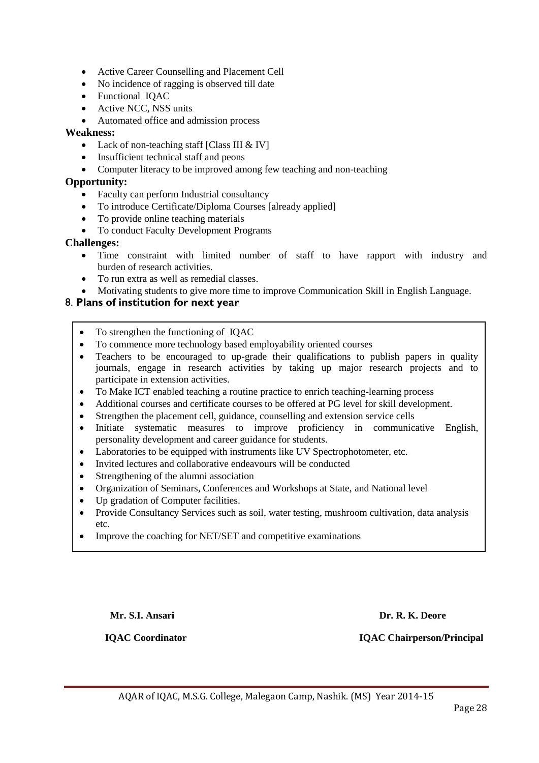- Active Career Counselling and Placement Cell
- No incidence of ragging is observed till date
- Functional IQAC
- Active NCC, NSS units
- Automated office and admission process

**Weakness:**

- Lack of non-teaching staff [Class III & IV]
- Insufficient technical staff and peons
- Computer literacy to be improved among few teaching and non-teaching

**Opportunity:**

- Faculty can perform Industrial consultancy
- To introduce Certificate/Diploma Courses [already applied]
- To provide online teaching materials
- To conduct Faculty Development Programs

**Challenges:**

- Time constraint with limited number of staff to have rapport with industry and burden of research activities.
- To run extra as well as remedial classes.
- Motivating students to give more time to improve Communication Skill in English Language.

## 8. Plans of institution for next year

- To strengthen the functioning of IQAC
- To commence more technology based employability oriented courses
- Teachers to be encouraged to up-grade their qualifications to publish papers in quality journals, engage in research activities by taking up major research projects and to participate in extension activities.
- To Make ICT enabled teaching a routine practice to enrich teaching-learning process
- Additional courses and certificate courses to be offered at PG level for skill development.
- Strengthen the placement cell, guidance, counselling and extension service cells
- Initiate systematic measures to improve proficiency in communicative English, personality development and career guidance for students.
- Laboratories to be equipped with instruments like UV Spectrophotometer, etc.
- Invited lectures and collaborative endeavours will be conducted
- Strengthening of the alumni association
- Organization of Seminars, Conferences and Workshops at State, and National level
- Up gradation of Computer facilities.
- Provide Consultancy Services such as soil, water testing, mushroom cultivation, data analysis etc.
- Improve the coaching for NET/SET and competitive examinations

**Mr. S.I. Ansari**
**IQAC Coordinator**

**Dr. R. K. Deore**
**IQAC Chairperson/Principal**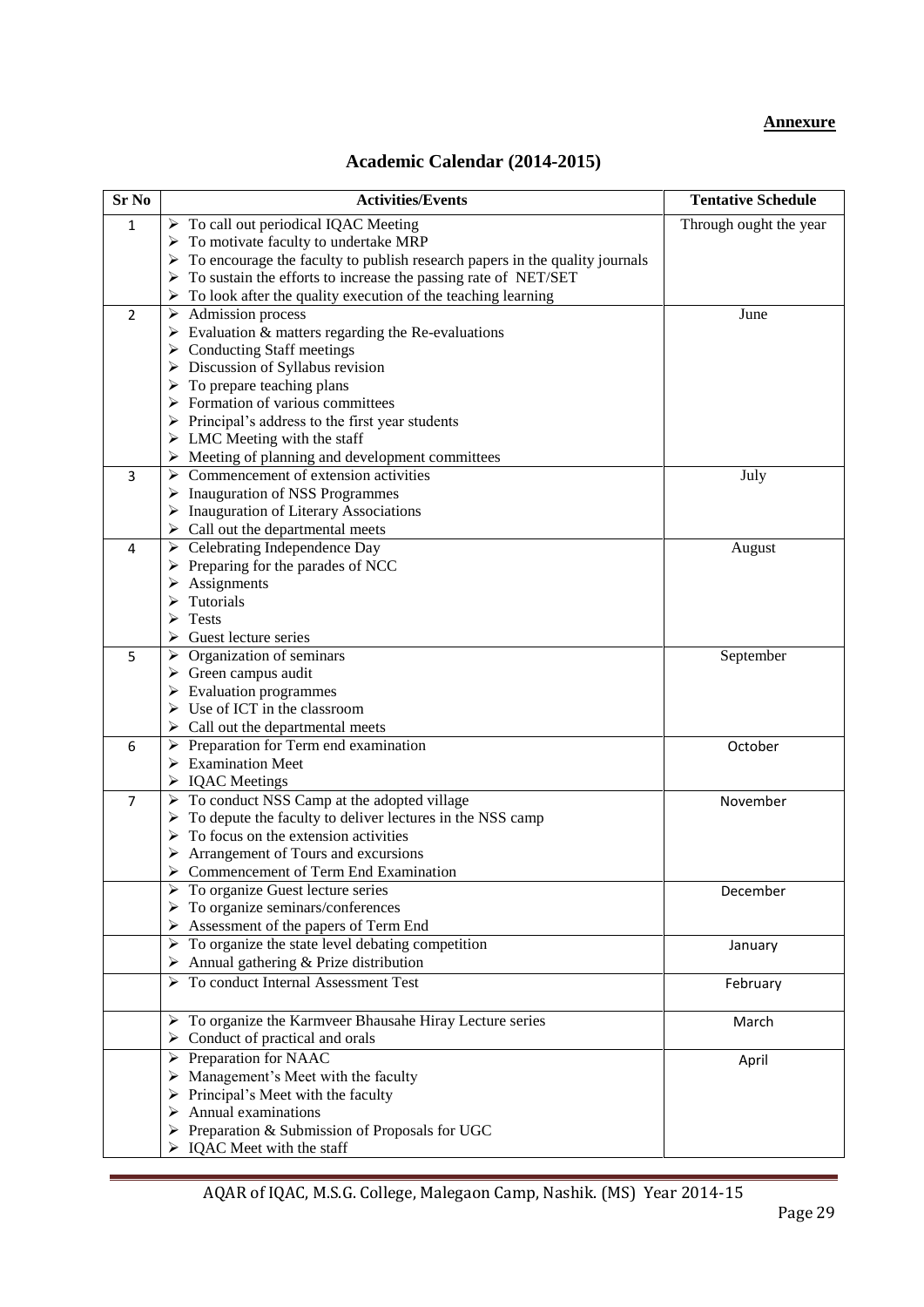**Annexure**

## Academic Calendar (2014-2015)

| Sr No | Activities/Events | Tentative Schedule |
|---|---|---|
| 1 | ➢ To call out periodical IQAC Meeting<br>➢ To motivate faculty to undertake MRP<br>➢ To encourage the faculty to publish research papers in the quality journals<br>➢ To sustain the efforts to increase the passing rate of NET/SET<br>➢ To look after the quality execution of the teaching learning | Through ought the year |
| 2 | ➢ Admission process<br>➢ Evaluation & matters regarding the Re-evaluations<br>➢ Conducting Staff meetings<br>➢ Discussion of Syllabus revision<br>➢ To prepare teaching plans<br>➢ Formation of various committees<br>➢ Principal's address to the first year students<br>➢ LMC Meeting with the staff<br>➢ Meeting of planning and development committees | June |
| 3 | ➢ Commencement of extension activities<br>➢ Inauguration of NSS Programmes<br>➢ Inauguration of Literary Associations<br>➢ Call out the departmental meets | July |
| 4 | ➢ Celebrating Independence Day<br>➢ Preparing for the parades of NCC<br>➢ Assignments<br>➢ Tutorials<br>➢ Tests<br>➢ Guest lecture series | August |
| 5 | ➢ Organization of seminars<br>➢ Green campus audit<br>➢ Evaluation programmes<br>➢ Use of ICT in the classroom<br>➢ Call out the departmental meets | September |
| 6 | ➢ Preparation for Term end examination<br>➢ Examination Meet<br>➢ IQAC Meetings | October |
| 7 | ➢ To conduct NSS Camp at the adopted village<br>➢ To depute the faculty to deliver lectures in the NSS camp<br>➢ To focus on the extension activities<br>➢ Arrangement of Tours and excursions<br>➢ Commencement of Term End Examination | November |
| | ➢ To organize Guest lecture series<br>➢ To organize seminars/conferences<br>➢ Assessment of the papers of Term End | December |
| | ➢ To organize the state level debating competition<br>➢ Annual gathering & Prize distribution | January |
| | ➢ To conduct Internal Assessment Test | February |
| | ➢ To organize the Karmveer Bhausahe Hiray Lecture series<br>➢ Conduct of practical and orals | March |
| | ➢ Preparation for NAAC<br>➢ Management's Meet with the faculty<br>➢ Principal's Meet with the faculty<br>➢ Annual examinations<br>➢ Preparation & Submission of Proposals for UGC<br>➢ IQAC Meet with the staff | April |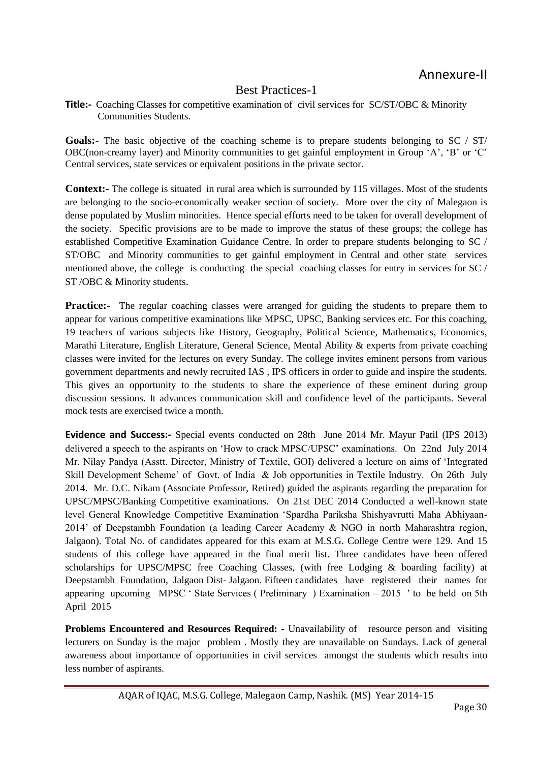Annexure-II

# Best Practices-1

**Title:-** Coaching Classes for competitive examination of civil services for SC/ST/OBC & Minority Communities Students.

**Goals:-** The basic objective of the coaching scheme is to prepare students belonging to SC / ST/ OBC(non-creamy layer) and Minority communities to get gainful employment in Group 'A', 'B' or 'C' Central services, state services or equivalent positions in the private sector.

**Context:-** The college is situated in rural area which is surrounded by 115 villages. Most of the students are belonging to the socio-economically weaker section of society. More over the city of Malegaon is dense populated by Muslim minorities. Hence special efforts need to be taken for overall development of the society. Specific provisions are to be made to improve the status of these groups; the college has established Competitive Examination Guidance Centre. In order to prepare students belonging to SC / ST/OBC and Minority communities to get gainful employment in Central and other state services mentioned above, the college is conducting the special coaching classes for entry in services for SC / ST /OBC & Minority students.

**Practice:-** The regular coaching classes were arranged for guiding the students to prepare them to appear for various competitive examinations like MPSC, UPSC, Banking services etc. For this coaching, 19 teachers of various subjects like History, Geography, Political Science, Mathematics, Economics, Marathi Literature, English Literature, General Science, Mental Ability & experts from private coaching classes were invited for the lectures on every Sunday. The college invites eminent persons from various government departments and newly recruited IAS , IPS officers in order to guide and inspire the students. This gives an opportunity to the students to share the experience of these eminent during group discussion sessions. It advances communication skill and confidence level of the participants. Several mock tests are exercised twice a month.

**Evidence and Success:-** Special events conducted on 28th June 2014 Mr. Mayur Patil (IPS 2013) delivered a speech to the aspirants on 'How to crack MPSC/UPSC' examinations. On 22nd July 2014 Mr. Nilay Pandya (Asstt. Director, Ministry of Textile, GOI) delivered a lecture on aims of 'Integrated Skill Development Scheme' of Govt. of India & Job opportunities in Textile Industry. On 26th July 2014. Mr. D.C. Nikam (Associate Professor, Retired) guided the aspirants regarding the preparation for UPSC/MPSC/Banking Competitive examinations. On 21st DEC 2014 Conducted a well-known state level General Knowledge Competitive Examination 'Spardha Pariksha Shishyavrutti Maha Abhiyaan-2014' of Deepstambh Foundation (a leading Career Academy & NGO in north Maharashtra region, Jalgaon). Total No. of candidates appeared for this exam at M.S.G. College Centre were 129. And 15 students of this college have appeared in the final merit list. Three candidates have been offered scholarships for UPSC/MPSC free Coaching Classes, (with free Lodging & boarding facility) at Deepstambh Foundation, Jalgaon Dist- Jalgaon. Fifteen candidates have registered their names for appearing upcoming MPSC ' State Services ( Preliminary ) Examination – 2015 ' to be held on 5th April 2015

**Problems Encountered and Resources Required: -** Unavailability of resource person and visiting lecturers on Sunday is the major problem . Mostly they are unavailable on Sundays. Lack of general awareness about importance of opportunities in civil services amongst the students which results into less number of aspirants.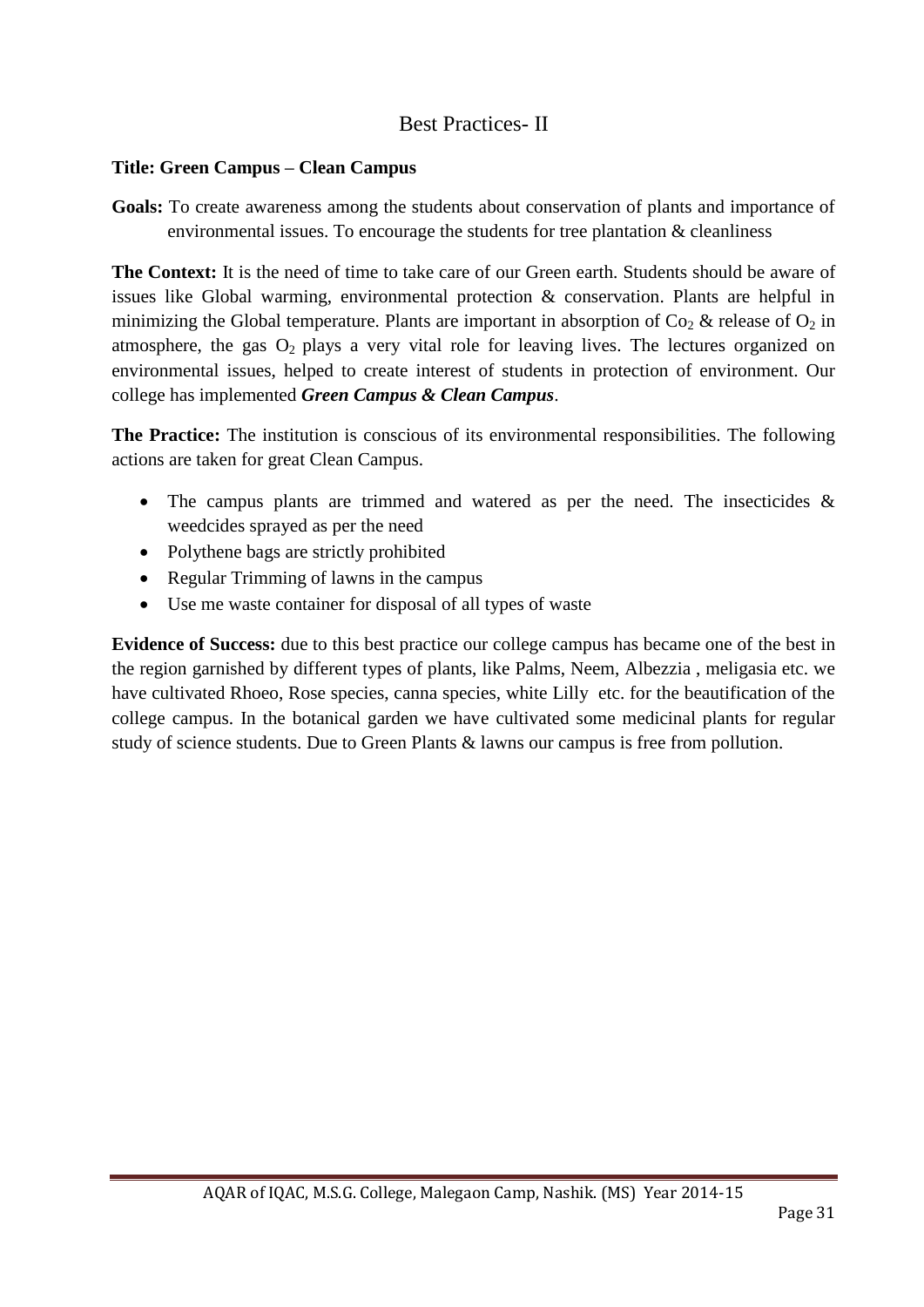# Best Practices- II

**Title: Green Campus – Clean Campus**

**Goals:** To create awareness among the students about conservation of plants and importance of environmental issues. To encourage the students for tree plantation & cleanliness

**The Context:** It is the need of time to take care of our Green earth. Students should be aware of issues like Global warming, environmental protection & conservation. Plants are helpful in minimizing the Global temperature. Plants are important in absorption of $Co_2$ & release of $O_2$ in atmosphere, the gas $O_2$ plays a very vital role for leaving lives. The lectures organized on environmental issues, helped to create interest of students in protection of environment. Our college has implemented ***Green Campus & Clean Campus***.

**The Practice:** The institution is conscious of its environmental responsibilities. The following actions are taken for great Clean Campus.

- The campus plants are trimmed and watered as per the need. The insecticides & weedcides sprayed as per the need
- Polythene bags are strictly prohibited
- Regular Trimming of lawns in the campus
- Use me waste container for disposal of all types of waste

**Evidence of Success:** due to this best practice our college campus has became one of the best in the region garnished by different types of plants, like Palms, Neem, Albezzia , meligasia etc. we have cultivated Rhoeo, Rose species, canna species, white Lilly etc. for the beautification of the college campus. In the botanical garden we have cultivated some medicinal plants for regular study of science students. Due to Green Plants & lawns our campus is free from pollution.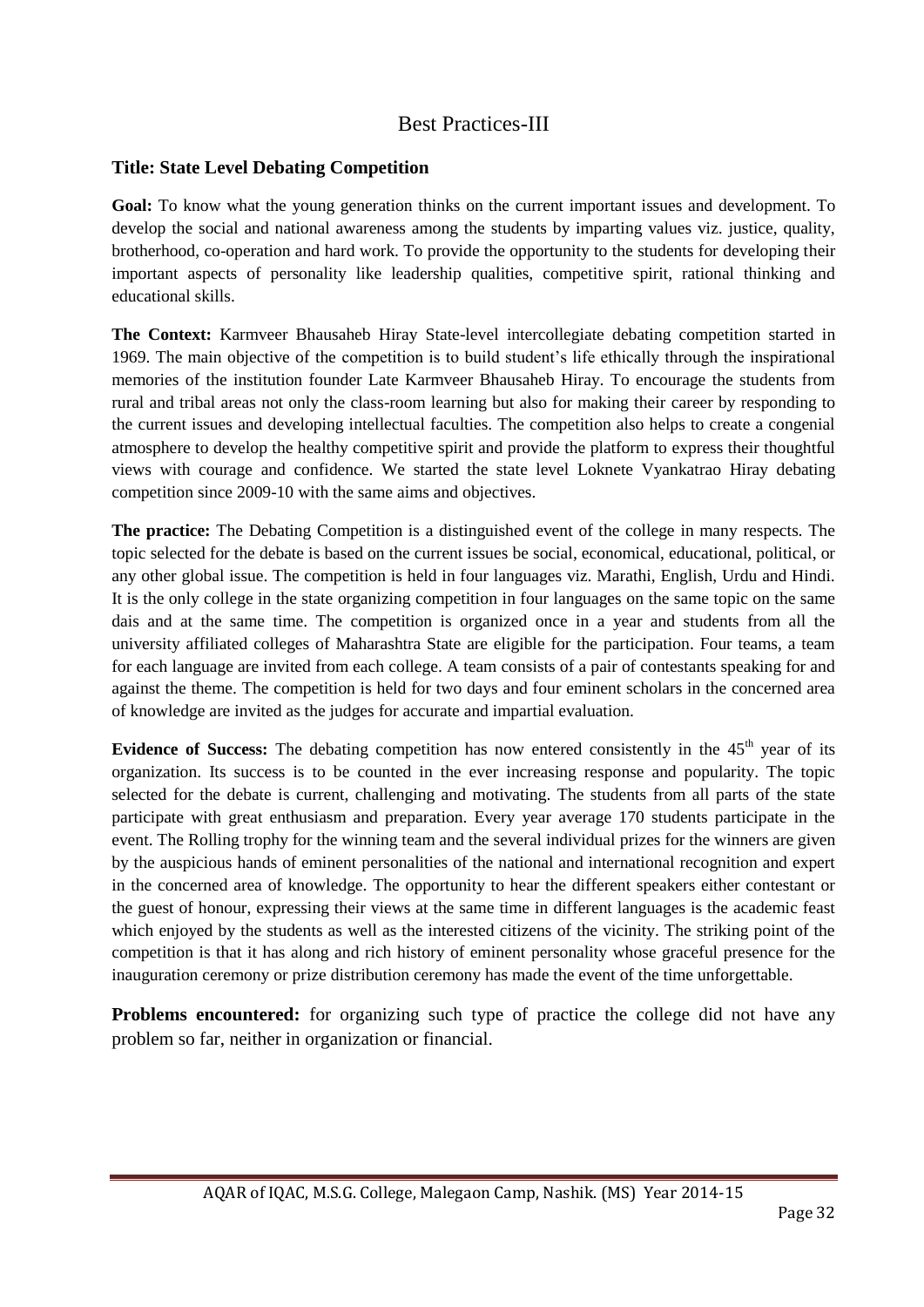## Best Practices-III

**Title: State Level Debating Competition**

**Goal:** To know what the young generation thinks on the current important issues and development. To develop the social and national awareness among the students by imparting values viz. justice, quality, brotherhood, co-operation and hard work. To provide the opportunity to the students for developing their important aspects of personality like leadership qualities, competitive spirit, rational thinking and educational skills.

**The Context:** Karmveer Bhausaheb Hiray State-level intercollegiate debating competition started in 1969. The main objective of the competition is to build student's life ethically through the inspirational memories of the institution founder Late Karmveer Bhausaheb Hiray. To encourage the students from rural and tribal areas not only the class-room learning but also for making their career by responding to the current issues and developing intellectual faculties. The competition also helps to create a congenial atmosphere to develop the healthy competitive spirit and provide the platform to express their thoughtful views with courage and confidence. We started the state level Loknete Vyankatrao Hiray debating competition since 2009-10 with the same aims and objectives.

**The practice:** The Debating Competition is a distinguished event of the college in many respects. The topic selected for the debate is based on the current issues be social, economical, educational, political, or any other global issue. The competition is held in four languages viz. Marathi, English, Urdu and Hindi. It is the only college in the state organizing competition in four languages on the same topic on the same dais and at the same time. The competition is organized once in a year and students from all the university affiliated colleges of Maharashtra State are eligible for the participation. Four teams, a team for each language are invited from each college. A team consists of a pair of contestants speaking for and against the theme. The competition is held for two days and four eminent scholars in the concerned area of knowledge are invited as the judges for accurate and impartial evaluation.

**Evidence of Success:** The debating competition has now entered consistently in the 45th year of its organization. Its success is to be counted in the ever increasing response and popularity. The topic selected for the debate is current, challenging and motivating. The students from all parts of the state participate with great enthusiasm and preparation. Every year average 170 students participate in the event. The Rolling trophy for the winning team and the several individual prizes for the winners are given by the auspicious hands of eminent personalities of the national and international recognition and expert in the concerned area of knowledge. The opportunity to hear the different speakers either contestant or the guest of honour, expressing their views at the same time in different languages is the academic feast which enjoyed by the students as well as the interested citizens of the vicinity. The striking point of the competition is that it has along and rich history of eminent personality whose graceful presence for the inauguration ceremony or prize distribution ceremony has made the event of the time unforgettable.

**Problems encountered:** for organizing such type of practice the college did not have any problem so far, neither in organization or financial.